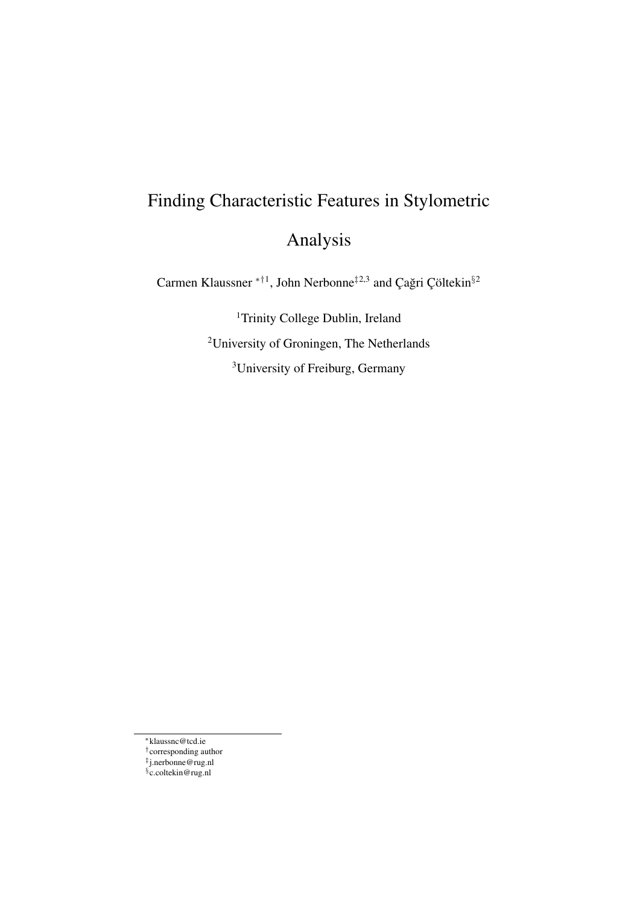# Finding Characteristic Features in Stylometric Analysis

Carmen Klaussner [*†1], John Nerbonne[‡2,3] and Çağri Çöltekin[§2]

[1]Trinity College Dublin, Ireland

[2]University of Groningen, The Netherlands

[3]University of Freiburg, Germany

[*]klaussnc@tcd.ie
[†]corresponding author
[‡]j.nerbonne@rug.nl
[§]c.coltekin@rug.nl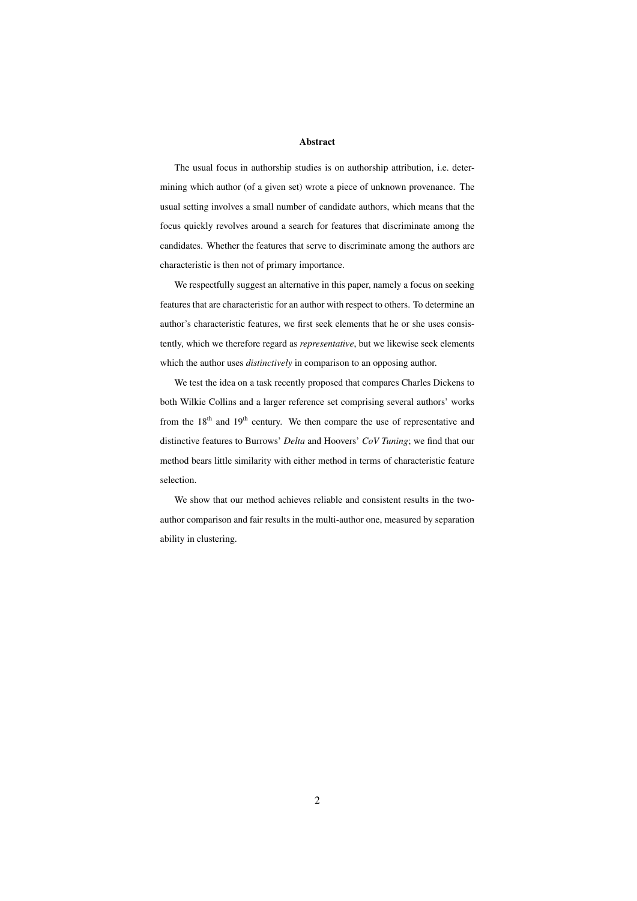## Abstract

The usual focus in authorship studies is on authorship attribution, i.e. determining which author (of a given set) wrote a piece of unknown provenance. The usual setting involves a small number of candidate authors, which means that the focus quickly revolves around a search for features that discriminate among the candidates. Whether the features that serve to discriminate among the authors are characteristic is then not of primary importance.

We respectfully suggest an alternative in this paper, namely a focus on seeking features that are characteristic for an author with respect to others. To determine an author's characteristic features, we first seek elements that he or she uses consistently, which we therefore regard as *representative*, but we likewise seek elements which the author uses *distinctively* in comparison to an opposing author.

We test the idea on a task recently proposed that compares Charles Dickens to both Wilkie Collins and a larger reference set comprising several authors' works from the 18$^{\text{th}}$ and 19$^{\text{th}}$ century. We then compare the use of representative and distinctive features to Burrows' *Delta* and Hoovers' *CoV Tuning*; we find that our method bears little similarity with either method in terms of characteristic feature selection.

We show that our method achieves reliable and consistent results in the two-author comparison and fair results in the multi-author one, measured by separation ability in clustering.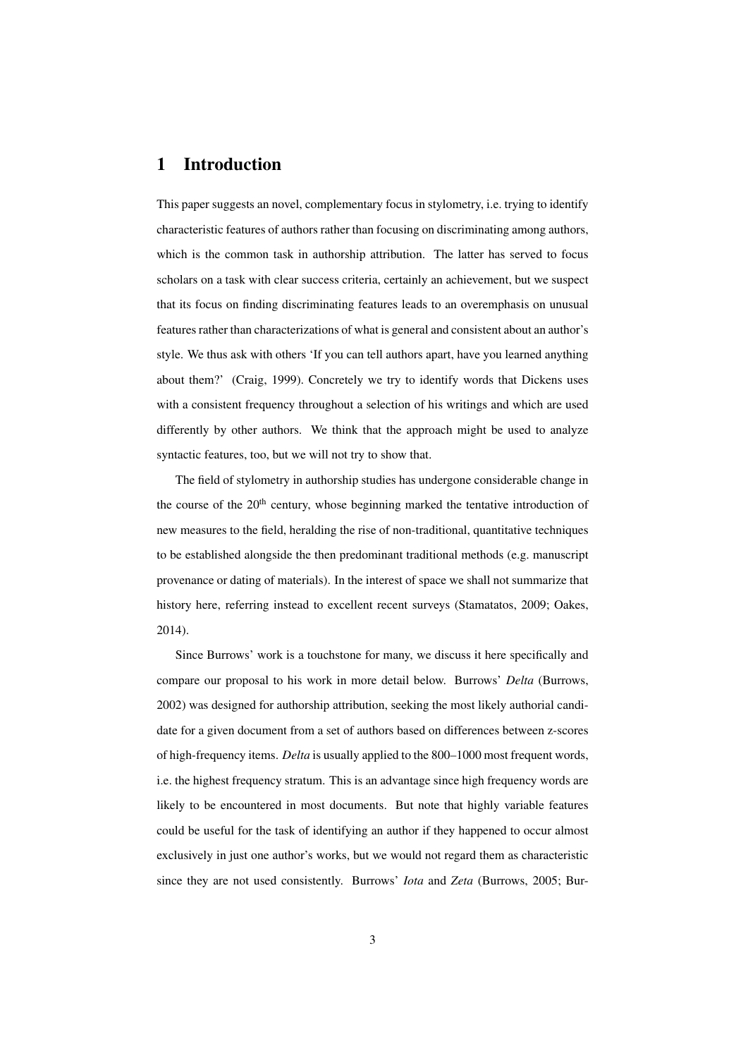# 1 Introduction

This paper suggests an novel, complementary focus in stylometry, i.e. trying to identify characteristic features of authors rather than focusing on discriminating among authors, which is the common task in authorship attribution. The latter has served to focus scholars on a task with clear success criteria, certainly an achievement, but we suspect that its focus on finding discriminating features leads to an overemphasis on unusual features rather than characterizations of what is general and consistent about an author's style. We thus ask with others 'If you can tell authors apart, have you learned anything about them?' (Craig, 1999). Concretely we try to identify words that Dickens uses with a consistent frequency throughout a selection of his writings and which are used differently by other authors. We think that the approach might be used to analyze syntactic features, too, but we will not try to show that.

The field of stylometry in authorship studies has undergone considerable change in the course of the 20th century, whose beginning marked the tentative introduction of new measures to the field, heralding the rise of non-traditional, quantitative techniques to be established alongside the then predominant traditional methods (e.g. manuscript provenance or dating of materials). In the interest of space we shall not summarize that history here, referring instead to excellent recent surveys (Stamatatos, 2009; Oakes, 2014).

Since Burrows' work is a touchstone for many, we discuss it here specifically and compare our proposal to his work in more detail below. Burrows' *Delta* (Burrows, 2002) was designed for authorship attribution, seeking the most likely authorial candidate for a given document from a set of authors based on differences between z-scores of high-frequency items. *Delta* is usually applied to the 800–1000 most frequent words, i.e. the highest frequency stratum. This is an advantage since high frequency words are likely to be encountered in most documents. But note that highly variable features could be useful for the task of identifying an author if they happened to occur almost exclusively in just one author's works, but we would not regard them as characteristic since they are not used consistently. Burrows' *Iota* and *Zeta* (Burrows, 2005; Bur-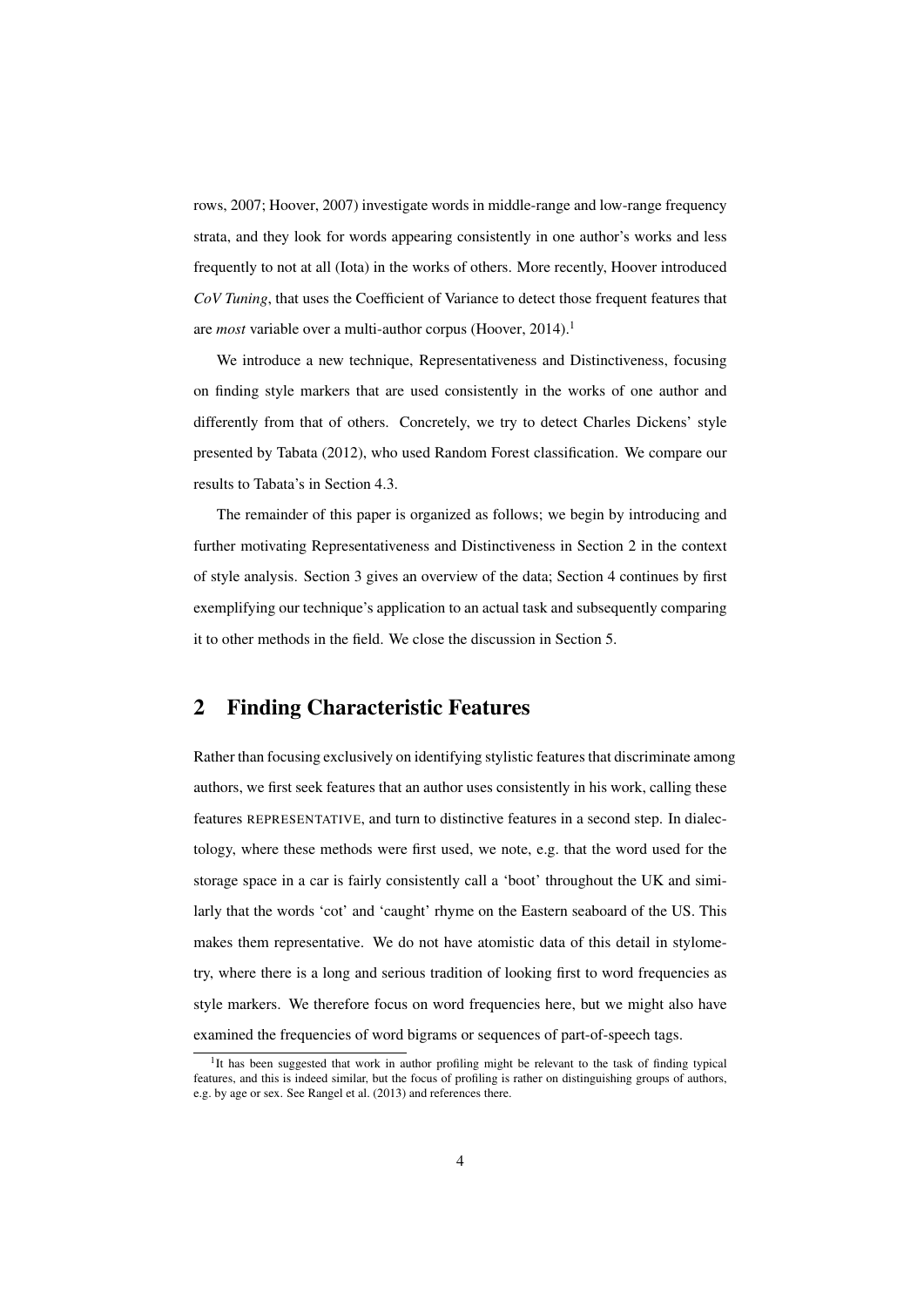rows, 2007; Hoover, 2007) investigate words in middle-range and low-range frequency strata, and they look for words appearing consistently in one author's works and less frequently to not at all (Iota) in the works of others. More recently, Hoover introduced *CoV Tuning*, that uses the Coefficient of Variance to detect those frequent features that are *most* variable over a multi-author corpus (Hoover, 2014).[1]

We introduce a new technique, Representativeness and Distinctiveness, focusing on finding style markers that are used consistently in the works of one author and differently from that of others. Concretely, we try to detect Charles Dickens' style presented by Tabata (2012), who used Random Forest classification. We compare our results to Tabata's in Section 4.3.

The remainder of this paper is organized as follows; we begin by introducing and further motivating Representativeness and Distinctiveness in Section 2 in the context of style analysis. Section 3 gives an overview of the data; Section 4 continues by first exemplifying our technique's application to an actual task and subsequently comparing it to other methods in the field. We close the discussion in Section 5.

## 2 Finding Characteristic Features

Rather than focusing exclusively on identifying stylistic features that discriminate among authors, we first seek features that an author uses consistently in his work, calling these features REPRESENTATIVE, and turn to distinctive features in a second step. In dialectology, where these methods were first used, we note, e.g. that the word used for the storage space in a car is fairly consistently call a 'boot' throughout the UK and similarly that the words 'cot' and 'caught' rhyme on the Eastern seaboard of the US. This makes them representative. We do not have atomistic data of this detail in stylometry, where there is a long and serious tradition of looking first to word frequencies as style markers. We therefore focus on word frequencies here, but we might also have examined the frequencies of word bigrams or sequences of part-of-speech tags.

[1] It has been suggested that work in author profiling might be relevant to the task of finding typical features, and this is indeed similar, but the focus of profiling is rather on distinguishing groups of authors, e.g. by age or sex. See Rangel et al. (2013) and references there.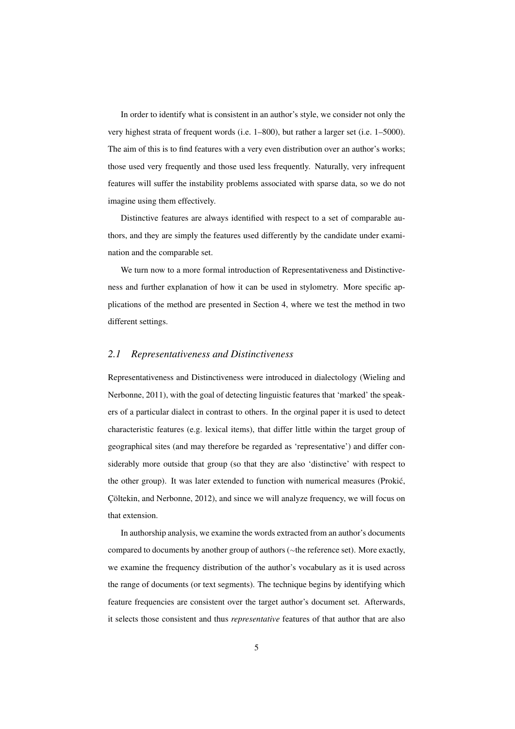In order to identify what is consistent in an author's style, we consider not only the very highest strata of frequent words (i.e. 1–800), but rather a larger set (i.e. 1–5000). The aim of this is to find features with a very even distribution over an author's works; those used very frequently and those used less frequently. Naturally, very infrequent features will suffer the instability problems associated with sparse data, so we do not imagine using them effectively.

Distinctive features are always identified with respect to a set of comparable authors, and they are simply the features used differently by the candidate under examination and the comparable set.

We turn now to a more formal introduction of Representativeness and Distinctiveness and further explanation of how it can be used in stylometry. More specific applications of the method are presented in Section 4, where we test the method in two different settings.

## 2.1 Representativeness and Distinctiveness

Representativeness and Distinctiveness were introduced in dialectology (Wieling and Nerbonne, 2011), with the goal of detecting linguistic features that 'marked' the speakers of a particular dialect in contrast to others. In the orginal paper it is used to detect characteristic features (e.g. lexical items), that differ little within the target group of geographical sites (and may therefore be regarded as 'representative') and differ considerably more outside that group (so that they are also 'distinctive' with respect to the other group). It was later extended to function with numerical measures (Prokić, Çöltekin, and Nerbonne, 2012), and since we will analyze frequency, we will focus on that extension.

In authorship analysis, we examine the words extracted from an author's documents compared to documents by another group of authors (∼the reference set). More exactly, we examine the frequency distribution of the author's vocabulary as it is used across the range of documents (or text segments). The technique begins by identifying which feature frequencies are consistent over the target author's document set. Afterwards, it selects those consistent and thus *representative* features of that author that are also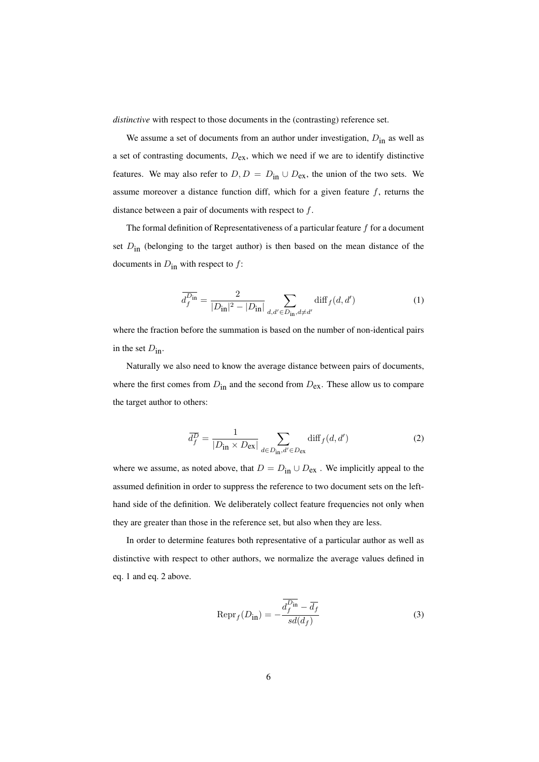*distinctive* with respect to those documents in the (contrasting) reference set.

We assume a set of documents from an author under investigation, $D_{\text{in}}$ as well as a set of contrasting documents, $D_{\text{ex}}$, which we need if we are to identify distinctive features. We may also refer to $D, D = D_{\text{in}} \cup D_{\text{ex}}$, the union of the two sets. We assume moreover a distance function diff, which for a given feature $f$, returns the distance between a pair of documents with respect to $f$.

The formal definition of Representativeness of a particular feature $f$ for a document set $D_{\text{in}}$ (belonging to the target author) is then based on the mean distance of the documents in $D_{\text{in}}$ with respect to $f$:

$$\overline{d_f^{D_{\text{in}}}} = \frac{2}{|D_{\text{in}}|^2 - |D_{\text{in}}|} \sum_{d,d' \in D_{\text{in}}, d \neq d'} \text{diff}_f(d, d') \tag{1}$$

where the fraction before the summation is based on the number of non-identical pairs in the set $D_{\text{in}}$.

Naturally we also need to know the average distance between pairs of documents, where the first comes from $D_{\text{in}}$ and the second from $D_{\text{ex}}$. These allow us to compare the target author to others:

$$\overline{d_f^D} = \frac{1}{|D_{\text{in}} \times D_{\text{ex}}|} \sum_{d \in D_{\text{in}}, d' \in D_{\text{ex}}} \text{diff}_f(d, d') \tag{2}$$

where we assume, as noted above, that $D = D_{\text{in}} \cup D_{\text{ex}}$ . We implicitly appeal to the assumed definition in order to suppress the reference to two document sets on the left-hand side of the definition. We deliberately collect feature frequencies not only when they are greater than those in the reference set, but also when they are less.

In order to determine features both representative of a particular author as well as distinctive with respect to other authors, we normalize the average values defined in eq. 1 and eq. 2 above.

$$\text{Repr}_f(D_{\text{in}}) = -\frac{\overline{d_f^{D_{\text{in}}}} - \overline{d_f}}{sd(d_f)} \tag{3}$$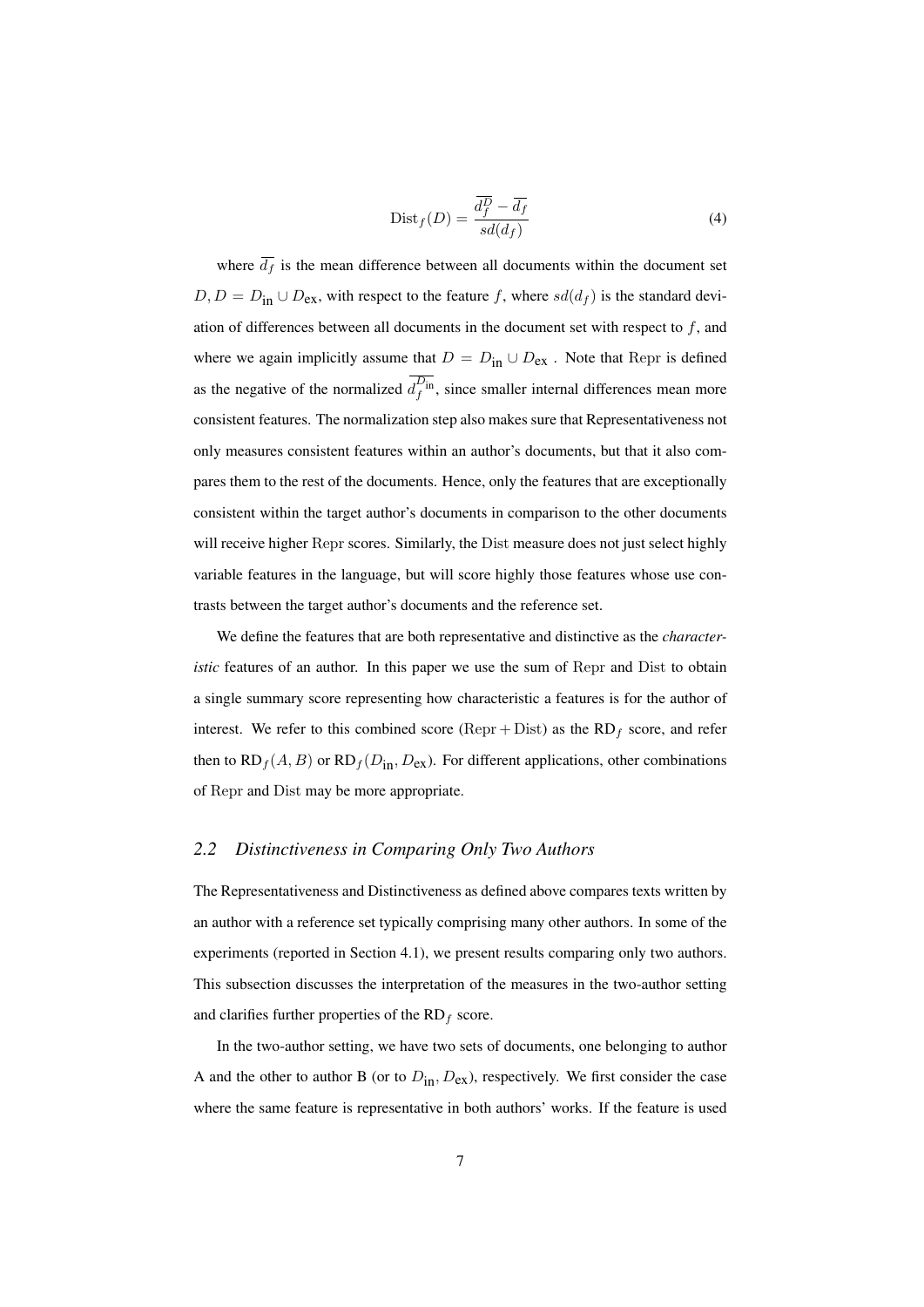$$\text{Dist}_f(D) = \frac{\overline{d_f^D} - \overline{d_f}}{sd(d_f)} \tag{4}$$

where $\overline{d_f}$ is the mean difference between all documents within the document set $D, D = D_{\text{in}} \cup D_{\text{ex}}$, with respect to the feature $f$, where $sd(d_f)$ is the standard deviation of differences between all documents in the document set with respect to $f$, and where we again implicitly assume that $D = D_{\text{in}} \cup D_{\text{ex}}$ . Note that $\text{Repr}$ is defined as the negative of the normalized $\overline{d_f^{D_{\text{in}}}}$, since smaller internal differences mean more consistent features. The normalization step also makes sure that Representativeness not only measures consistent features within an author's documents, but that it also compares them to the rest of the documents. Hence, only the features that are exceptionally consistent within the target author's documents in comparison to the other documents will receive higher $\text{Repr}$ scores. Similarly, the $\text{Dist}$ measure does not just select highly variable features in the language, but will score highly those features whose use contrasts between the target author's documents and the reference set.

We define the features that are both representative and distinctive as the *characteristic* features of an author. In this paper we use the sum of $\text{Repr}$ and $\text{Dist}$ to obtain a single summary score representing how characteristic a features is for the author of interest. We refer to this combined score $(\text{Repr} + \text{Dist})$ as the $\text{RD}_f$ score, and refer then to $\text{RD}_f(A, B)$ or $\text{RD}_f(D_{\text{in}}, D_{\text{ex}})$. For different applications, other combinations of $\text{Repr}$ and $\text{Dist}$ may be more appropriate.

## *2.2 Distinctiveness in Comparing Only Two Authors*

The Representativeness and Distinctiveness as defined above compares texts written by an author with a reference set typically comprising many other authors. In some of the experiments (reported in Section 4.1), we present results comparing only two authors. This subsection discusses the interpretation of the measures in the two-author setting and clarifies further properties of the $\text{RD}_f$ score.

In the two-author setting, we have two sets of documents, one belonging to author A and the other to author B (or to $D_{\text{in}}, D_{\text{ex}}$), respectively. We first consider the case where the same feature is representative in both authors' works. If the feature is used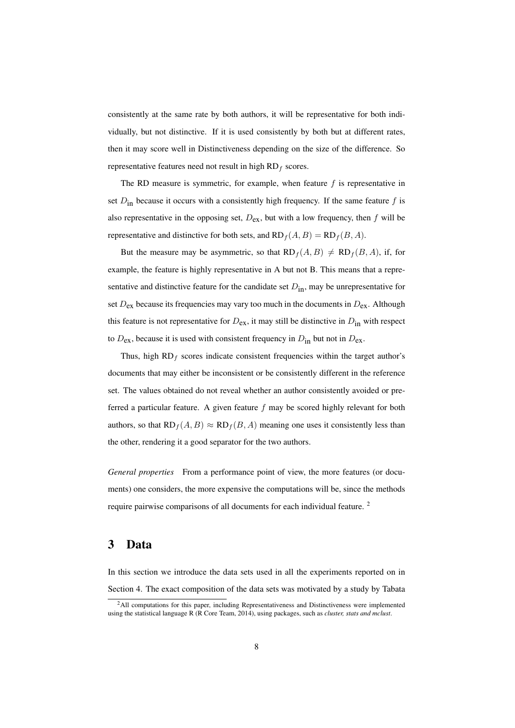consistently at the same rate by both authors, it will be representative for both individually, but not distinctive. If it is used consistently by both but at different rates, then it may score well in Distinctiveness depending on the size of the difference. So representative features need not result in high $\text{RD}_f$ scores.

The RD measure is symmetric, for example, when feature $f$ is representative in set $D_{\text{in}}$ because it occurs with a consistently high frequency. If the same feature $f$ is also representative in the opposing set, $D_{\text{ex}}$, but with a low frequency, then $f$ will be representative and distinctive for both sets, and $\text{RD}_f(A, B) = \text{RD}_f(B, A)$.

But the measure may be asymmetric, so that $\text{RD}_f(A, B) \neq \text{RD}_f(B, A)$, if, for example, the feature is highly representative in A but not B. This means that a representative and distinctive feature for the candidate set $D_{\text{in}}$, may be unrepresentative for set $D_{\text{ex}}$ because its frequencies may vary too much in the documents in $D_{\text{ex}}$. Although this feature is not representative for $D_{\text{ex}}$, it may still be distinctive in $D_{\text{in}}$ with respect to $D_{\text{ex}}$, because it is used with consistent frequency in $D_{\text{in}}$ but not in $D_{\text{ex}}$.

Thus, high $\text{RD}_f$ scores indicate consistent frequencies within the target author's documents that may either be inconsistent or be consistently different in the reference set. The values obtained do not reveal whether an author consistently avoided or preferred a particular feature. A given feature $f$ may be scored highly relevant for both authors, so that $\text{RD}_f(A, B) \approx \text{RD}_f(B, A)$ meaning one uses it consistently less than the other, rendering it a good separator for the two authors.

*General properties* From a performance point of view, the more features (or documents) one considers, the more expensive the computations will be, since the methods require pairwise comparisons of all documents for each individual feature. [2]

# 3 Data

In this section we introduce the data sets used in all the experiments reported on in Section 4. The exact composition of the data sets was motivated by a study by Tabata

[2] All computations for this paper, including Representativeness and Distinctiveness were implemented using the statistical language R (R Core Team, 2014), using packages, such as *cluster, stats and mclust*.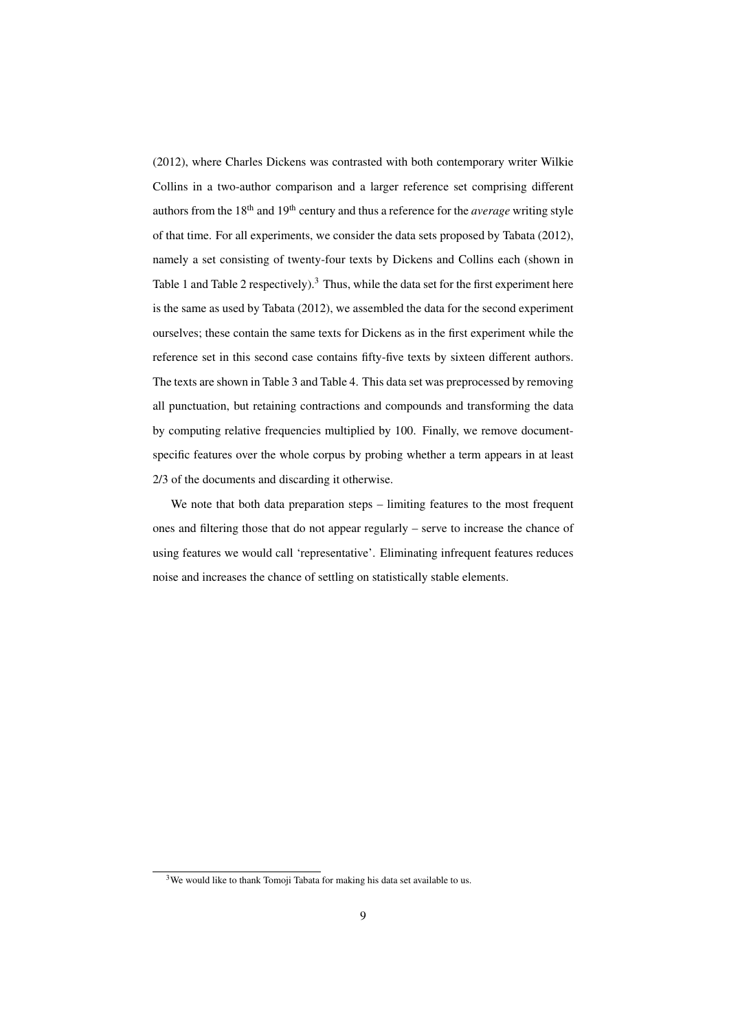(2012), where Charles Dickens was contrasted with both contemporary writer Wilkie Collins in a two-author comparison and a larger reference set comprising different authors from the 18th and 19th century and thus a reference for the *average* writing style of that time. For all experiments, we consider the data sets proposed by Tabata (2012), namely a set consisting of twenty-four texts by Dickens and Collins each (shown in Table 1 and Table 2 respectively).[3] Thus, while the data set for the first experiment here is the same as used by Tabata (2012), we assembled the data for the second experiment ourselves; these contain the same texts for Dickens as in the first experiment while the reference set in this second case contains fifty-five texts by sixteen different authors. The texts are shown in Table 3 and Table 4. This data set was preprocessed by removing all punctuation, but retaining contractions and compounds and transforming the data by computing relative frequencies multiplied by 100. Finally, we remove document-specific features over the whole corpus by probing whether a term appears in at least 2/3 of the documents and discarding it otherwise.

We note that both data preparation steps – limiting features to the most frequent ones and filtering those that do not appear regularly – serve to increase the chance of using features we would call 'representative'. Eliminating infrequent features reduces noise and increases the chance of settling on statistically stable elements.

[3] We would like to thank Tomoji Tabata for making his data set available to us.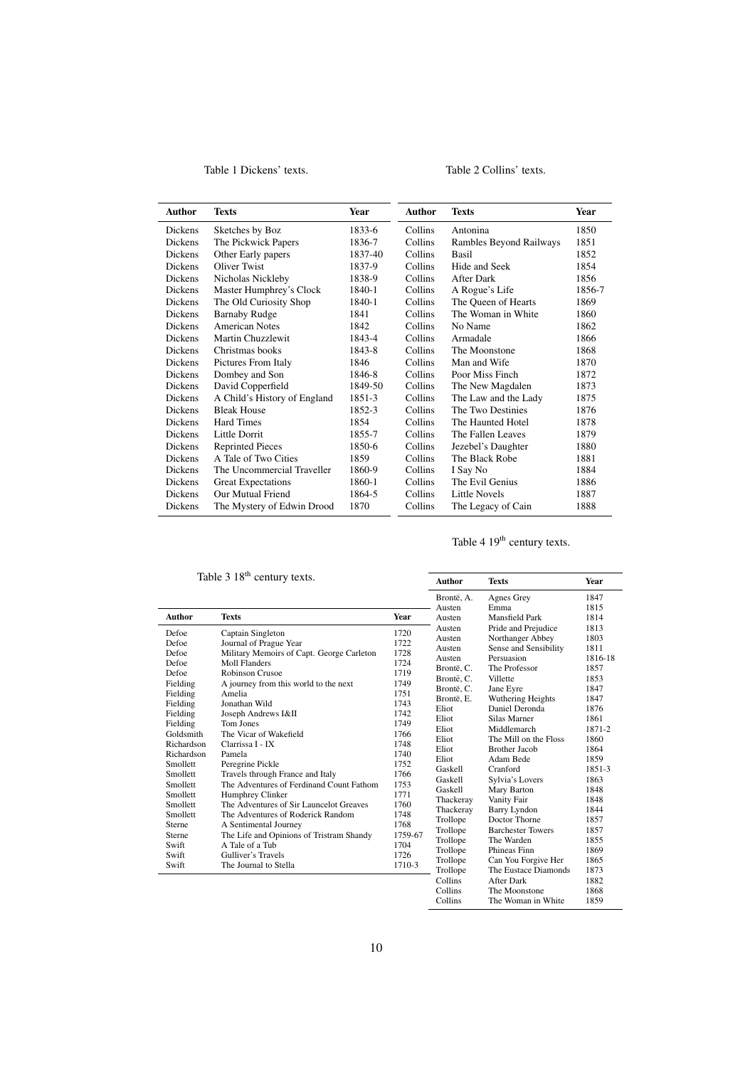Table 1 Dickens' texts.

| Author | Texts | Year |
|---|---|---|
| Dickens | Sketches by Boz | 1833-6 |
| Dickens | The Pickwick Papers | 1836-7 |
| Dickens | Other Early papers | 1837-40 |
| Dickens | Oliver Twist | 1837-9 |
| Dickens | Nicholas Nickleby | 1838-9 |
| Dickens | Master Humphrey's Clock | 1840-1 |
| Dickens | The Old Curiosity Shop | 1840-1 |
| Dickens | Barnaby Rudge | 1841 |
| Dickens | American Notes | 1842 |
| Dickens | Martin Chuzzlewit | 1843-4 |
| Dickens | Christmas books | 1843-8 |
| Dickens | Pictures From Italy | 1846 |
| Dickens | Dombey and Son | 1846-8 |
| Dickens | David Copperfield | 1849-50 |
| Dickens | A Child's History of England | 1851-3 |
| Dickens | Bleak House | 1852-3 |
| Dickens | Hard Times | 1854 |
| Dickens | Little Dorrit | 1855-7 |
| Dickens | Reprinted Pieces | 1850-6 |
| Dickens | A Tale of Two Cities | 1859 |
| Dickens | The Uncommercial Traveller | 1860-9 |
| Dickens | Great Expectations | 1860-1 |
| Dickens | Our Mutual Friend | 1864-5 |
| Dickens | The Mystery of Edwin Drood | 1870 |

Table 2 Collins' texts.

| Author | Texts | Year |
|---|---|---|
| Collins | Antonina | 1850 |
| Collins | Rambles Beyond Railways | 1851 |
| Collins | Basil | 1852 |
| Collins | Hide and Seek | 1854 |
| Collins | After Dark | 1856 |
| Collins | A Rogue's Life | 1856-7 |
| Collins | The Queen of Hearts | 1869 |
| Collins | The Woman in White | 1860 |
| Collins | No Name | 1862 |
| Collins | Armadale | 1866 |
| Collins | The Moonstone | 1868 |
| Collins | Man and Wife | 1870 |
| Collins | Poor Miss Finch | 1872 |
| Collins | The New Magdalen | 1873 |
| Collins | The Law and the Lady | 1875 |
| Collins | The Two Destinies | 1876 |
| Collins | The Haunted Hotel | 1878 |
| Collins | The Fallen Leaves | 1879 |
| Collins | Jezebel's Daughter | 1880 |
| Collins | The Black Robe | 1881 |
| Collins | I Say No | 1884 |
| Collins | The Evil Genius | 1886 |
| Collins | Little Novels | 1887 |
| Collins | The Legacy of Cain | 1888 |

Table 3 18th century texts.

| Author | Texts | Year |
|---|---|---|
| Defoe | Captain Singleton | 1720 |
| Defoe | Journal of Prague Year | 1722 |
| Defoe | Military Memoirs of Capt. George Carleton | 1728 |
| Defoe | Moll Flanders | 1724 |
| Defoe | Robinson Crusoe | 1719 |
| Fielding | A journey from this world to the next | 1749 |
| Fielding | Amelia | 1751 |
| Fielding | Jonathan Wild | 1743 |
| Fielding | Joseph Andrews I&II | 1742 |
| Fielding | Tom Jones | 1749 |
| Goldsmith | The Vicar of Wakefield | 1766 |
| Richardson | Clarrissa I - IX | 1748 |
| Richardson | Pamela | 1740 |
| Smollett | Peregrine Pickle | 1752 |
| Smollett | Travels through France and Italy | 1766 |
| Smollett | The Adventures of Ferdinand Count Fathom | 1753 |
| Smollett | Humphrey Clinker | 1771 |
| Smollett | The Adventures of Sir Launcelot Greaves | 1760 |
| Smollett | The Adventures of Roderick Random | 1748 |
| Sterne | A Sentimental Journey | 1768 |
| Sterne | The Life and Opinions of Tristram Shandy | 1759-67 |
| Swift | A Tale of a Tub | 1704 |
| Swift | Gulliver's Travels | 1726 |
| Swift | The Journal to Stella | 1710-3 |

Table 4 19th century texts.

| Author | Texts | Year |
|---|---|---|
| Brontë, A. | Agnes Grey | 1847 |
| Austen | Emma | 1815 |
| Austen | Mansfield Park | 1814 |
| Austen | Pride and Prejudice | 1813 |
| Austen | Northanger Abbey | 1803 |
| Austen | Sense and Sensibility | 1811 |
| Austen | Persuasion | 1816-18 |
| Brontë, C. | The Professor | 1857 |
| Brontë, C. | Villette | 1853 |
| Brontë, C. | Jane Eyre | 1847 |
| Brontë, E. | Wuthering Heights | 1847 |
| Eliot | Daniel Deronda | 1876 |
| Eliot | Silas Marner | 1861 |
| Eliot | Middlemarch | 1871-2 |
| Eliot | The Mill on the Floss | 1860 |
| Eliot | Brother Jacob | 1864 |
| Eliot | Adam Bede | 1859 |
| Gaskell | Cranford | 1851-3 |
| Gaskell | Sylvia's Lovers | 1863 |
| Gaskell | Mary Barton | 1848 |
| Thackeray | Vanity Fair | 1848 |
| Thackeray | Barry Lyndon | 1844 |
| Trollope | Doctor Thorne | 1857 |
| Trollope | Barchester Towers | 1857 |
| Trollope | The Warden | 1855 |
| Trollope | Phineas Finn | 1869 |
| Trollope | Can You Forgive Her | 1865 |
| Trollope | The Eustace Diamonds | 1873 |
| Collins | After Dark | 1882 |
| Collins | The Moonstone | 1868 |
| Collins | The Woman in White | 1859 |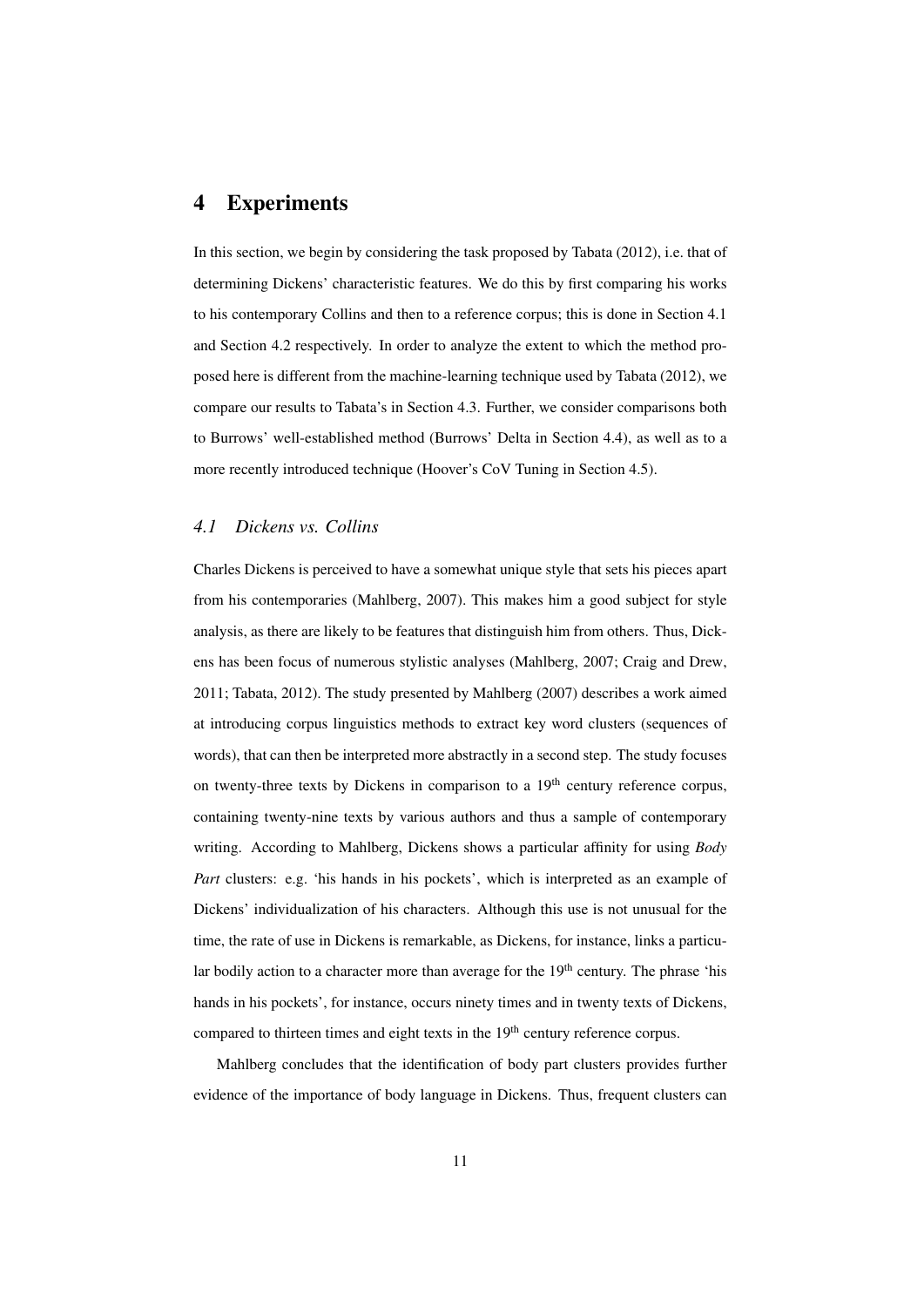# 4 Experiments

In this section, we begin by considering the task proposed by Tabata (2012), i.e. that of determining Dickens' characteristic features. We do this by first comparing his works to his contemporary Collins and then to a reference corpus; this is done in Section 4.1 and Section 4.2 respectively. In order to analyze the extent to which the method proposed here is different from the machine-learning technique used by Tabata (2012), we compare our results to Tabata's in Section 4.3. Further, we consider comparisons both to Burrows' well-established method (Burrows' Delta in Section 4.4), as well as to a more recently introduced technique (Hoover's CoV Tuning in Section 4.5).

## *4.1 Dickens vs. Collins*

Charles Dickens is perceived to have a somewhat unique style that sets his pieces apart from his contemporaries (Mahlberg, 2007). This makes him a good subject for style analysis, as there are likely to be features that distinguish him from others. Thus, Dickens has been focus of numerous stylistic analyses (Mahlberg, 2007; Craig and Drew, 2011; Tabata, 2012). The study presented by Mahlberg (2007) describes a work aimed at introducing corpus linguistics methods to extract key word clusters (sequences of words), that can then be interpreted more abstractly in a second step. The study focuses on twenty-three texts by Dickens in comparison to a 19th century reference corpus, containing twenty-nine texts by various authors and thus a sample of contemporary writing. According to Mahlberg, Dickens shows a particular affinity for using *Body Part* clusters: e.g. 'his hands in his pockets', which is interpreted as an example of Dickens' individualization of his characters. Although this use is not unusual for the time, the rate of use in Dickens is remarkable, as Dickens, for instance, links a particular bodily action to a character more than average for the 19th century. The phrase 'his hands in his pockets', for instance, occurs ninety times and in twenty texts of Dickens, compared to thirteen times and eight texts in the 19th century reference corpus.

Mahlberg concludes that the identification of body part clusters provides further evidence of the importance of body language in Dickens. Thus, frequent clusters can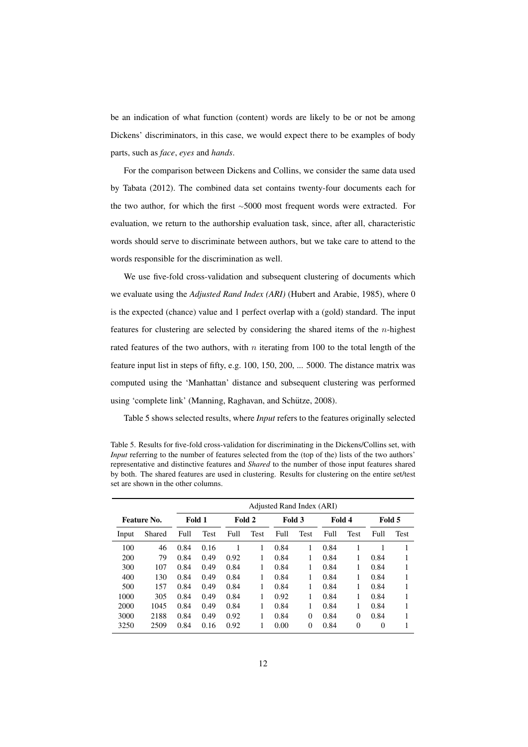be an indication of what function (content) words are likely to be or not be among Dickens' discriminators, in this case, we would expect there to be examples of body parts, such as *face*, *eyes* and *hands*.

For the comparison between Dickens and Collins, we consider the same data used by Tabata (2012). The combined data set contains twenty-four documents each for the two author, for which the first ~5000 most frequent words were extracted. For evaluation, we return to the authorship evaluation task, since, after all, characteristic words should serve to discriminate between authors, but we take care to attend to the words responsible for the discrimination as well.

We use five-fold cross-validation and subsequent clustering of documents which we evaluate using the *Adjusted Rand Index (ARI)* (Hubert and Arabie, 1985), where 0 is the expected (chance) value and 1 perfect overlap with a (gold) standard. The input features for clustering are selected by considering the shared items of the $n$-highest rated features of the two authors, with $n$ iterating from 100 to the total length of the feature input list in steps of fifty, e.g. 100, 150, 200, ... 5000. The distance matrix was computed using the 'Manhattan' distance and subsequent clustering was performed using 'complete link' (Manning, Raghavan, and Schütze, 2008).

Table 5 shows selected results, where *Input* refers to the features originally selected

Table 5. Results for five-fold cross-validation for discriminating in the Dickens/Collins set, with *Input* referring to the number of features selected from the (top of the) lists of the two authors' representative and distinctive features and *Shared* to the number of those input features shared by both. The shared features are used in clustering. Results for clustering on the entire set/test set are shown in the other columns.

| Feature No. | | Adjusted Rand Index (ARI) | | | | | | | | | |
|---|---|---|---|---|---|---|---|---|---|---|---|
| | | Fold 1 | | Fold 2 | | Fold 3 | | Fold 4 | | Fold 5 | |
| Input | Shared | Full | Test | Full | Test | Full | Test | Full | Test | Full | Test |
| 100 | 46 | 0.84 | 0.16 | 1 | 1 | 0.84 | 1 | 0.84 | 1 | 1 | 1 |
| 200 | 79 | 0.84 | 0.49 | 0.92 | 1 | 0.84 | 1 | 0.84 | 1 | 0.84 | 1 |
| 300 | 107 | 0.84 | 0.49 | 0.84 | 1 | 0.84 | 1 | 0.84 | 1 | 0.84 | 1 |
| 400 | 130 | 0.84 | 0.49 | 0.84 | 1 | 0.84 | 1 | 0.84 | 1 | 0.84 | 1 |
| 500 | 157 | 0.84 | 0.49 | 0.84 | 1 | 0.84 | 1 | 0.84 | 1 | 0.84 | 1 |
| 1000 | 305 | 0.84 | 0.49 | 0.84 | 1 | 0.92 | 1 | 0.84 | 1 | 0.84 | 1 |
| 2000 | 1045 | 0.84 | 0.49 | 0.84 | 1 | 0.84 | 1 | 0.84 | 1 | 0.84 | 1 |
| 3000 | 2188 | 0.84 | 0.49 | 0.92 | 1 | 0.84 | 0 | 0.84 | 0 | 0.84 | 1 |
| 3250 | 2509 | 0.84 | 0.16 | 0.92 | 1 | 0.00 | 0 | 0.84 | 0 | 0 | 1 |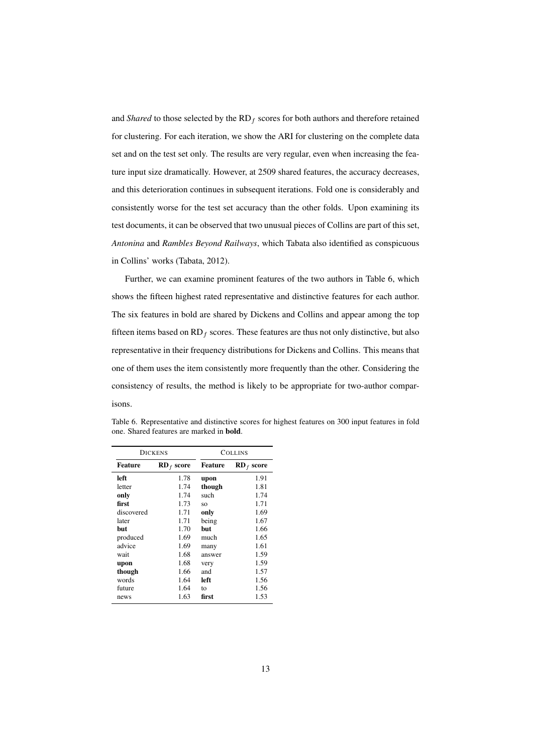and *Shared* to those selected by the $\text{RD}_f$ scores for both authors and therefore retained for clustering. For each iteration, we show the ARI for clustering on the complete data set and on the test set only. The results are very regular, even when increasing the feature input size dramatically. However, at 2509 shared features, the accuracy decreases, and this deterioration continues in subsequent iterations. Fold one is considerably and consistently worse for the test set accuracy than the other folds. Upon examining its test documents, it can be observed that two unusual pieces of Collins are part of this set, *Antonina* and *Rambles Beyond Railways*, which Tabata also identified as conspicuous in Collins' works (Tabata, 2012).

Further, we can examine prominent features of the two authors in Table 6, which shows the fifteen highest rated representative and distinctive features for each author. The six features in bold are shared by Dickens and Collins and appear among the top fifteen items based on $\text{RD}_f$ scores. These features are thus not only distinctive, but also representative in their frequency distributions for Dickens and Collins. This means that one of them uses the item consistently more frequently than the other. Considering the consistency of results, the method is likely to be appropriate for two-author comparisons.

Table 6. Representative and distinctive scores for highest features on 300 input features in fold one. Shared features are marked in **bold**.

| DICKENS | | COLLINS | |
|---|---|---|---|
| **Feature** | **$\text{RD}_f$ score** | **Feature** | **$\text{RD}_f$ score** |
| **left** | 1.78 | **upon** | 1.91 |
| letter | 1.74 | **though** | 1.81 |
| **only** | 1.74 | such | 1.74 |
| **first** | 1.73 | so | 1.71 |
| discovered | 1.71 | **only** | 1.69 |
| later | 1.71 | being | 1.67 |
| **but** | 1.70 | **but** | 1.66 |
| produced | 1.69 | much | 1.65 |
| advice | 1.69 | many | 1.61 |
| wait | 1.68 | answer | 1.59 |
| **upon** | 1.68 | very | 1.59 |
| **though** | 1.66 | and | 1.57 |
| words | 1.64 | **left** | 1.56 |
| future | 1.64 | to | 1.56 |
| news | 1.63 | **first** | 1.53 |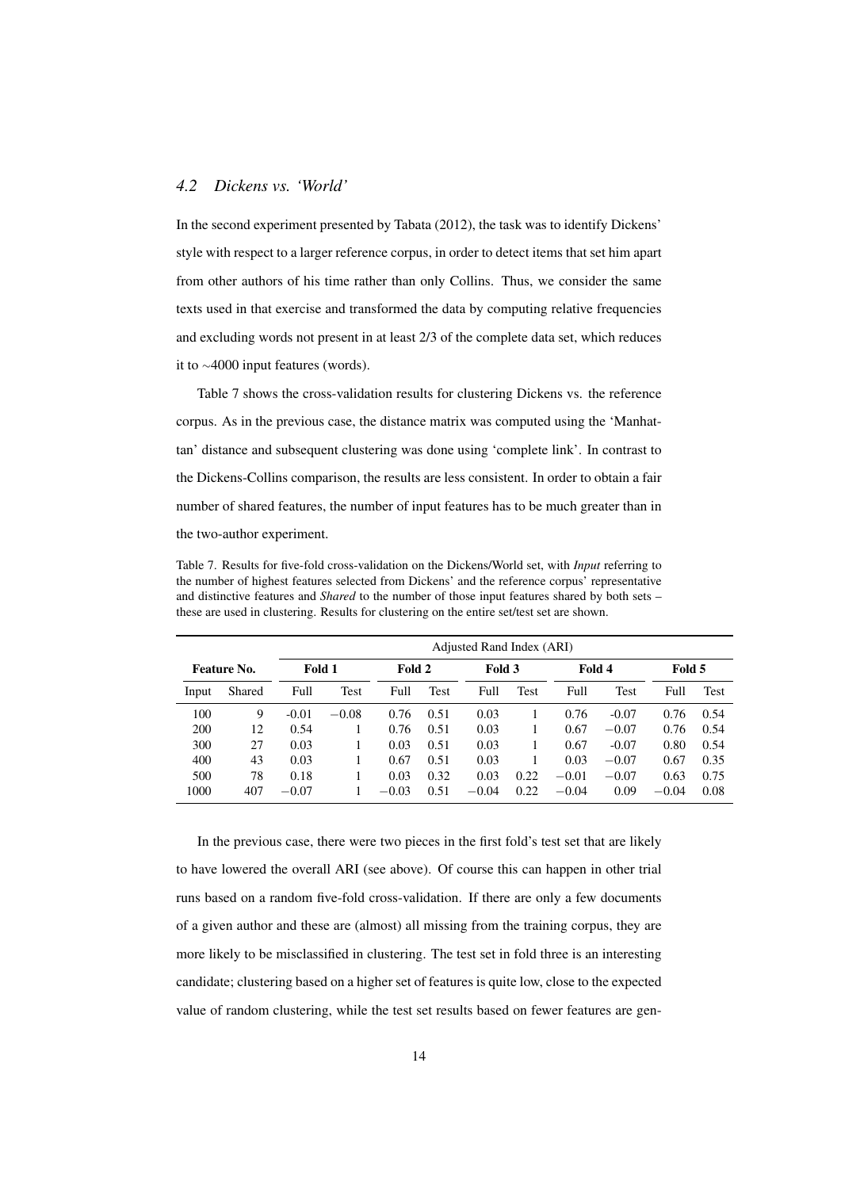### *4.2 Dickens vs. 'World'*

In the second experiment presented by Tabata (2012), the task was to identify Dickens' style with respect to a larger reference corpus, in order to detect items that set him apart from other authors of his time rather than only Collins. Thus, we consider the same texts used in that exercise and transformed the data by computing relative frequencies and excluding words not present in at least 2/3 of the complete data set, which reduces it to ∼4000 input features (words).

Table 7 shows the cross-validation results for clustering Dickens vs. the reference corpus. As in the previous case, the distance matrix was computed using the 'Manhattan' distance and subsequent clustering was done using 'complete link'. In contrast to the Dickens-Collins comparison, the results are less consistent. In order to obtain a fair number of shared features, the number of input features has to be much greater than in the two-author experiment.

Table 7. Results for five-fold cross-validation on the Dickens/World set, with *Input* referring to the number of highest features selected from Dickens' and the reference corpus' representative and distinctive features and *Shared* to the number of those input features shared by both sets – these are used in clustering. Results for clustering on the entire set/test set are shown.

| Feature No. | | Adjusted Rand Index (ARI) | | | | | | | | | |
|---|---|---|---|---|---|---|---|---|---|---|---|
| | | Fold 1 | | Fold 2 | | Fold 3 | | Fold 4 | | Fold 5 | |
| Input | Shared | Full | Test | Full | Test | Full | Test | Full | Test | Full | Test |
| 100 | 9 | -0.01 | −0.08 | 0.76 | 0.51 | 0.03 | 1 | 0.76 | -0.07 | 0.76 | 0.54 |
| 200 | 12 | 0.54 | 1 | 0.76 | 0.51 | 0.03 | 1 | 0.67 | −0.07 | 0.76 | 0.54 |
| 300 | 27 | 0.03 | 1 | 0.03 | 0.51 | 0.03 | 1 | 0.67 | -0.07 | 0.80 | 0.54 |
| 400 | 43 | 0.03 | 1 | 0.67 | 0.51 | 0.03 | 1 | 0.03 | −0.07 | 0.67 | 0.35 |
| 500 | 78 | 0.18 | 1 | 0.03 | 0.32 | 0.03 | 0.22 | −0.01 | −0.07 | 0.63 | 0.75 |
| 1000 | 407 | −0.07 | 1 | −0.03 | 0.51 | −0.04 | 0.22 | −0.04 | 0.09 | −0.04 | 0.08 |

In the previous case, there were two pieces in the first fold's test set that are likely to have lowered the overall ARI (see above). Of course this can happen in other trial runs based on a random five-fold cross-validation. If there are only a few documents of a given author and these are (almost) all missing from the training corpus, they are more likely to be misclassified in clustering. The test set in fold three is an interesting candidate; clustering based on a higher set of features is quite low, close to the expected value of random clustering, while the test set results based on fewer features are gen-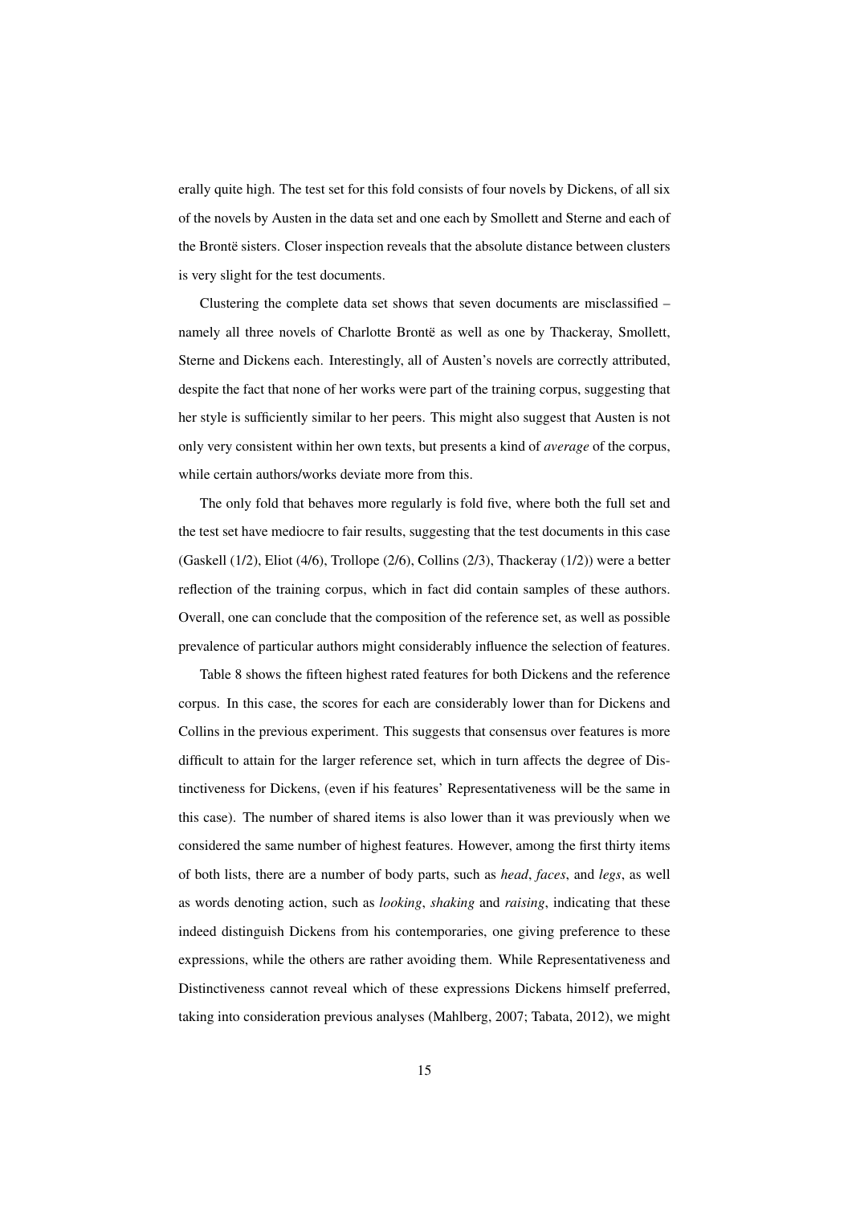erally quite high. The test set for this fold consists of four novels by Dickens, of all six of the novels by Austen in the data set and one each by Smollett and Sterne and each of the Brontë sisters. Closer inspection reveals that the absolute distance between clusters is very slight for the test documents.

Clustering the complete data set shows that seven documents are misclassified – namely all three novels of Charlotte Brontë as well as one by Thackeray, Smollett, Sterne and Dickens each. Interestingly, all of Austen's novels are correctly attributed, despite the fact that none of her works were part of the training corpus, suggesting that her style is sufficiently similar to her peers. This might also suggest that Austen is not only very consistent within her own texts, but presents a kind of *average* of the corpus, while certain authors/works deviate more from this.

The only fold that behaves more regularly is fold five, where both the full set and the test set have mediocre to fair results, suggesting that the test documents in this case (Gaskell (1/2), Eliot (4/6), Trollope (2/6), Collins (2/3), Thackeray (1/2)) were a better reflection of the training corpus, which in fact did contain samples of these authors. Overall, one can conclude that the composition of the reference set, as well as possible prevalence of particular authors might considerably influence the selection of features.

Table 8 shows the fifteen highest rated features for both Dickens and the reference corpus. In this case, the scores for each are considerably lower than for Dickens and Collins in the previous experiment. This suggests that consensus over features is more difficult to attain for the larger reference set, which in turn affects the degree of Distinctiveness for Dickens, (even if his features' Representativeness will be the same in this case). The number of shared items is also lower than it was previously when we considered the same number of highest features. However, among the first thirty items of both lists, there are a number of body parts, such as *head*, *faces*, and *legs*, as well as words denoting action, such as *looking*, *shaking* and *raising*, indicating that these indeed distinguish Dickens from his contemporaries, one giving preference to these expressions, while the others are rather avoiding them. While Representativeness and Distinctiveness cannot reveal which of these expressions Dickens himself preferred, taking into consideration previous analyses (Mahlberg, 2007; Tabata, 2012), we might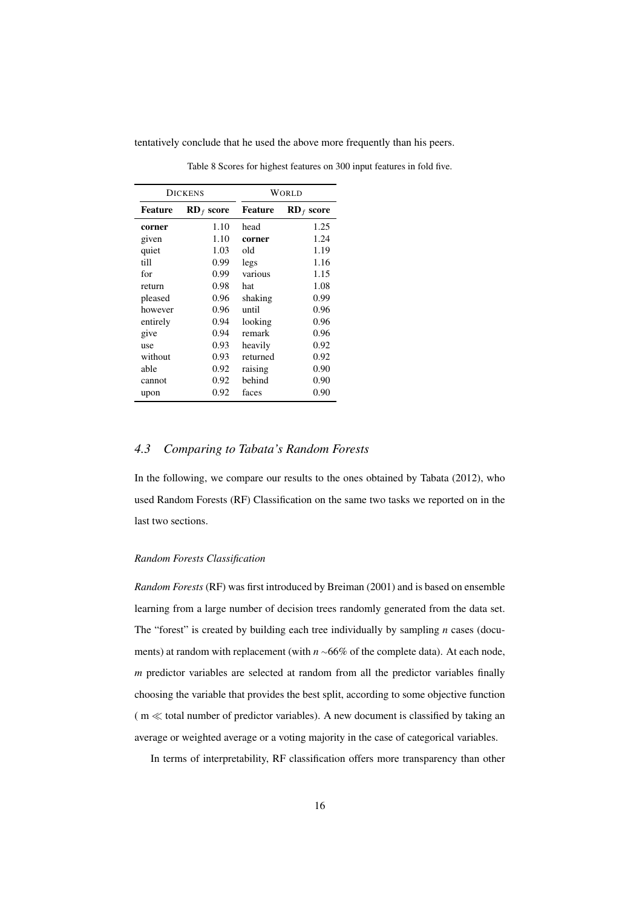tentatively conclude that he used the above more frequently than his peers.

Table 8 Scores for highest features on 300 input features in fold five.

| DICKENS | | WORLD | |
|---|---|---|---|
| **Feature** | $\mathbf{RD}_f$ **score** | **Feature** | $\mathbf{RD}_f$ **score** |
| **corner** | 1.10 | head | 1.25 |
| given | 1.10 | **corner** | 1.24 |
| quiet | 1.03 | old | 1.19 |
| till | 0.99 | legs | 1.16 |
| for | 0.99 | various | 1.15 |
| return | 0.98 | hat | 1.08 |
| pleased | 0.96 | shaking | 0.99 |
| however | 0.96 | until | 0.96 |
| entirely | 0.94 | looking | 0.96 |
| give | 0.94 | remark | 0.96 |
| use | 0.93 | heavily | 0.92 |
| without | 0.93 | returned | 0.92 |
| able | 0.92 | raising | 0.90 |
| cannot | 0.92 | behind | 0.90 |
| upon | 0.92 | faces | 0.90 |

## *4.3 Comparing to Tabata's Random Forests*

In the following, we compare our results to the ones obtained by Tabata (2012), who used Random Forests (RF) Classification on the same two tasks we reported on in the last two sections.

### *Random Forests Classification*

*Random Forests* (RF) was first introduced by Breiman (2001) and is based on ensemble learning from a large number of decision trees randomly generated from the data set. The "forest" is created by building each tree individually by sampling *n* cases (documents) at random with replacement (with $n \sim 66\%$ of the complete data). At each node, *m* predictor variables are selected at random from all the predictor variables finally choosing the variable that provides the best split, according to some objective function ( $m \ll$ total number of predictor variables). A new document is classified by taking an average or weighted average or a voting majority in the case of categorical variables.

In terms of interpretability, RF classification offers more transparency than other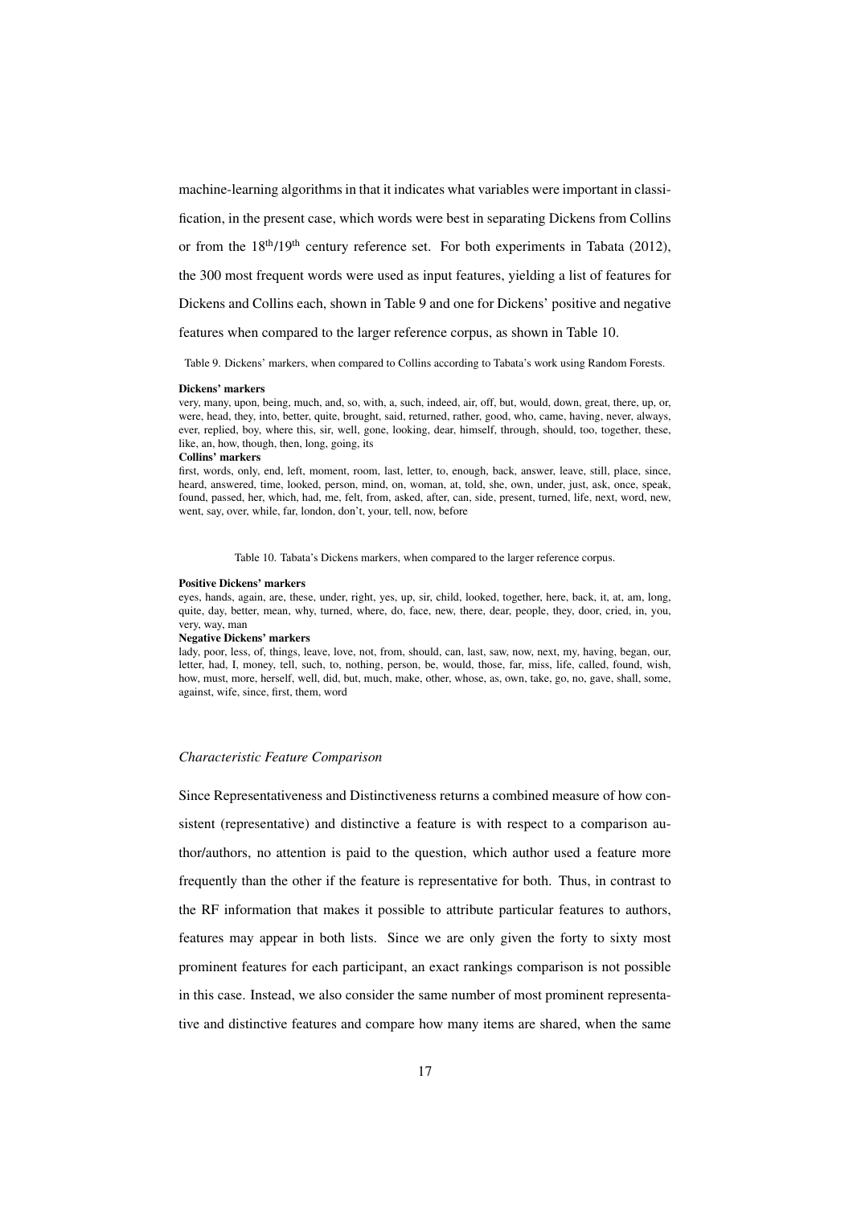machine-learning algorithms in that it indicates what variables were important in classification, in the present case, which words were best in separating Dickens from Collins or from the 18th/19th century reference set. For both experiments in Tabata (2012), the 300 most frequent words were used as input features, yielding a list of features for Dickens and Collins each, shown in Table 9 and one for Dickens' positive and negative features when compared to the larger reference corpus, as shown in Table 10.

Table 9. Dickens' markers, when compared to Collins according to Tabata's work using Random Forests.

**Dickens' markers**
very, many, upon, being, much, and, so, with, a, such, indeed, air, off, but, would, down, great, there, up, or, were, head, they, into, better, quite, brought, said, returned, rather, good, who, came, having, never, always, ever, replied, boy, where this, sir, well, gone, looking, dear, himself, through, should, too, together, these, like, an, how, though, then, long, going, its

**Collins' markers**
first, words, only, end, left, moment, room, last, letter, to, enough, back, answer, leave, still, place, since, heard, answered, time, looked, person, mind, on, woman, at, told, she, own, under, just, ask, once, speak, found, passed, her, which, had, me, felt, from, asked, after, can, side, present, turned, life, next, word, new, went, say, over, while, far, london, don't, your, tell, now, before

Table 10. Tabata's Dickens markers, when compared to the larger reference corpus.

**Positive Dickens' markers**
eyes, hands, again, are, these, under, right, yes, up, sir, child, looked, together, here, back, it, at, am, long, quite, day, better, mean, why, turned, where, do, face, new, there, dear, people, they, door, cried, in, you, very, way, man

**Negative Dickens' markers**
lady, poor, less, of, things, leave, love, not, from, should, can, last, saw, now, next, my, having, began, our, letter, had, I, money, tell, such, to, nothing, person, be, would, those, far, miss, life, called, found, wish, how, must, more, herself, well, did, but, much, make, other, whose, as, own, take, go, no, gave, shall, some, against, wife, since, first, them, word

*Characteristic Feature Comparison*

Since Representativeness and Distinctiveness returns a combined measure of how consistent (representative) and distinctive a feature is with respect to a comparison author/authors, no attention is paid to the question, which author used a feature more frequently than the other if the feature is representative for both. Thus, in contrast to the RF information that makes it possible to attribute particular features to authors, features may appear in both lists. Since we are only given the forty to sixty most prominent features for each participant, an exact rankings comparison is not possible in this case. Instead, we also consider the same number of most prominent representative and distinctive features and compare how many items are shared, when the same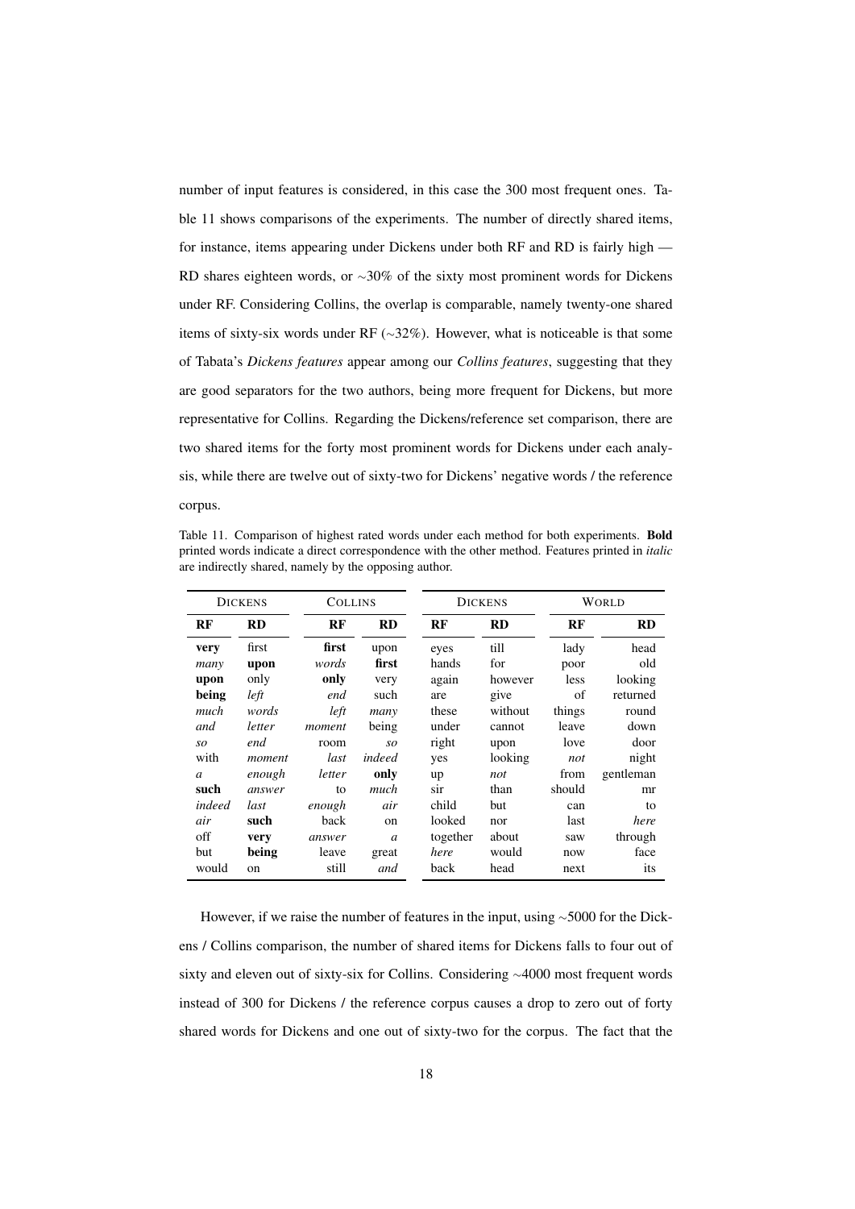number of input features is considered, in this case the 300 most frequent ones. Table 11 shows comparisons of the experiments. The number of directly shared items, for instance, items appearing under Dickens under both RF and RD is fairly high — RD shares eighteen words, or ∼30% of the sixty most prominent words for Dickens under RF. Considering Collins, the overlap is comparable, namely twenty-one shared items of sixty-six words under RF (∼32%). However, what is noticeable is that some of Tabata's *Dickens features* appear among our *Collins features*, suggesting that they are good separators for the two authors, being more frequent for Dickens, but more representative for Collins. Regarding the Dickens/reference set comparison, there are two shared items for the forty most prominent words for Dickens under each analysis, while there are twelve out of sixty-two for Dickens' negative words / the reference corpus.

Table 11. Comparison of highest rated words under each method for both experiments. **Bold** printed words indicate a direct correspondence with the other method. Features printed in *italic* are indirectly shared, namely by the opposing author.

| DICKENS | | COLLINS | | DICKENS | | WORLD | |
|---|---|---|---|---|---|---|---|
| **RF** | **RD** | **RF** | **RD** | **RF** | **RD** | **RF** | **RD** |
| **very** | first | **first** | upon | eyes | till | lady | head |
| *many* | **upon** | *words* | **first** | hands | for | poor | old |
| **upon** | only | **only** | very | again | however | less | looking |
| **being** | *left* | *end* | such | are | give | of | returned |
| *much* | *words* | *left* | *many* | these | without | things | round |
| *and* | *letter* | *moment* | being | under | cannot | leave | down |
| *so* | *end* | room | *so* | right | upon | love | door |
| with | *moment* | *last* | *indeed* | yes | looking | *not* | night |
| *a* | *enough* | *letter* | **only** | up | *not* | from | gentleman |
| **such** | *answer* | to | *much* | sir | than | should | mr |
| *indeed* | *last* | *enough* | *air* | child | but | can | to |
| *air* | **such** | back | on | looked | nor | last | *here* |
| off | **very** | *answer* | *a* | together | about | saw | through |
| but | **being** | leave | great | *here* | would | now | face |
| would | on | still | *and* | back | head | next | its |

However, if we raise the number of features in the input, using ∼5000 for the Dickens / Collins comparison, the number of shared items for Dickens falls to four out of sixty and eleven out of sixty-six for Collins. Considering ∼4000 most frequent words instead of 300 for Dickens / the reference corpus causes a drop to zero out of forty shared words for Dickens and one out of sixty-two for the corpus. The fact that the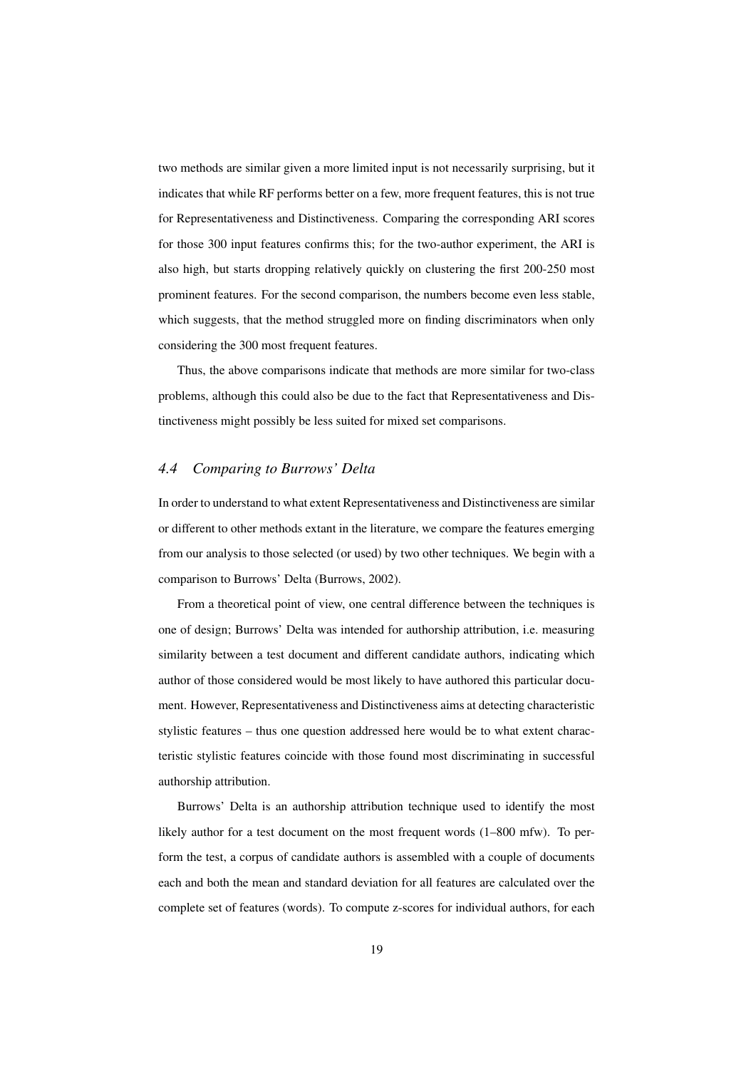two methods are similar given a more limited input is not necessarily surprising, but it indicates that while RF performs better on a few, more frequent features, this is not true for Representativeness and Distinctiveness. Comparing the corresponding ARI scores for those 300 input features confirms this; for the two-author experiment, the ARI is also high, but starts dropping relatively quickly on clustering the first 200-250 most prominent features. For the second comparison, the numbers become even less stable, which suggests, that the method struggled more on finding discriminators when only considering the 300 most frequent features.

Thus, the above comparisons indicate that methods are more similar for two-class problems, although this could also be due to the fact that Representativeness and Distinctiveness might possibly be less suited for mixed set comparisons.

### *4.4 Comparing to Burrows' Delta*

In order to understand to what extent Representativeness and Distinctiveness are similar or different to other methods extant in the literature, we compare the features emerging from our analysis to those selected (or used) by two other techniques. We begin with a comparison to Burrows' Delta (Burrows, 2002).

From a theoretical point of view, one central difference between the techniques is one of design; Burrows' Delta was intended for authorship attribution, i.e. measuring similarity between a test document and different candidate authors, indicating which author of those considered would be most likely to have authored this particular document. However, Representativeness and Distinctiveness aims at detecting characteristic stylistic features – thus one question addressed here would be to what extent characteristic stylistic features coincide with those found most discriminating in successful authorship attribution.

Burrows' Delta is an authorship attribution technique used to identify the most likely author for a test document on the most frequent words (1–800 mfw). To perform the test, a corpus of candidate authors is assembled with a couple of documents each and both the mean and standard deviation for all features are calculated over the complete set of features (words). To compute z-scores for individual authors, for each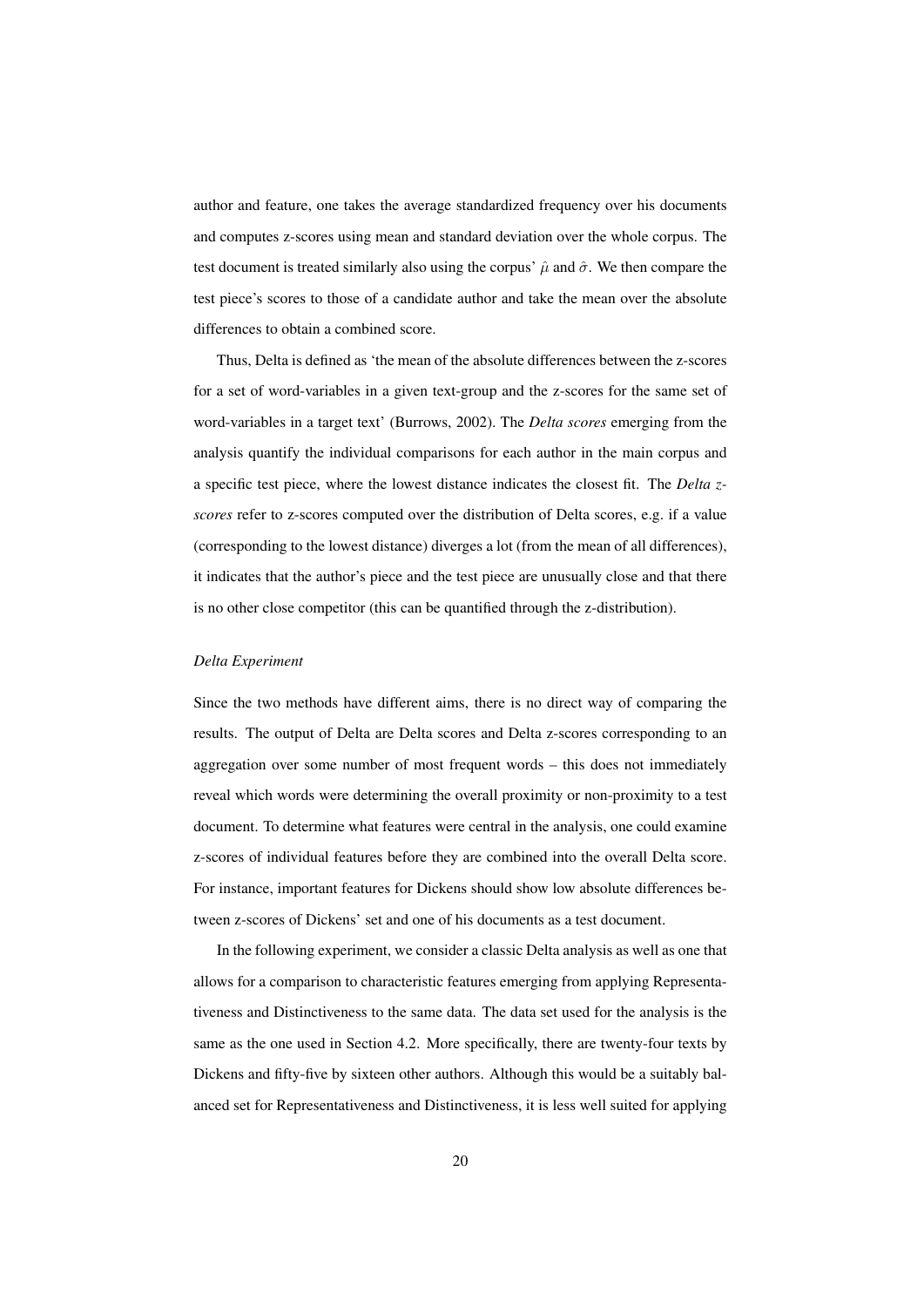author and feature, one takes the average standardized frequency over his documents and computes z-scores using mean and standard deviation over the whole corpus. The test document is treated similarly also using the corpus' $\hat{\mu}$ and $\hat{\sigma}$. We then compare the test piece's scores to those of a candidate author and take the mean over the absolute differences to obtain a combined score.

Thus, Delta is defined as 'the mean of the absolute differences between the z-scores for a set of word-variables in a given text-group and the z-scores for the same set of word-variables in a target text' (Burrows, 2002). The *Delta scores* emerging from the analysis quantify the individual comparisons for each author in the main corpus and a specific test piece, where the lowest distance indicates the closest fit. The *Delta z-scores* refer to z-scores computed over the distribution of Delta scores, e.g. if a value (corresponding to the lowest distance) diverges a lot (from the mean of all differences), it indicates that the author's piece and the test piece are unusually close and that there is no other close competitor (this can be quantified through the z-distribution).

*Delta Experiment*

Since the two methods have different aims, there is no direct way of comparing the results. The output of Delta are Delta scores and Delta z-scores corresponding to an aggregation over some number of most frequent words – this does not immediately reveal which words were determining the overall proximity or non-proximity to a test document. To determine what features were central in the analysis, one could examine z-scores of individual features before they are combined into the overall Delta score. For instance, important features for Dickens should show low absolute differences between z-scores of Dickens' set and one of his documents as a test document.

In the following experiment, we consider a classic Delta analysis as well as one that allows for a comparison to characteristic features emerging from applying Representativeness and Distinctiveness to the same data. The data set used for the analysis is the same as the one used in Section 4.2. More specifically, there are twenty-four texts by Dickens and fifty-five by sixteen other authors. Although this would be a suitably balanced set for Representativeness and Distinctiveness, it is less well suited for applying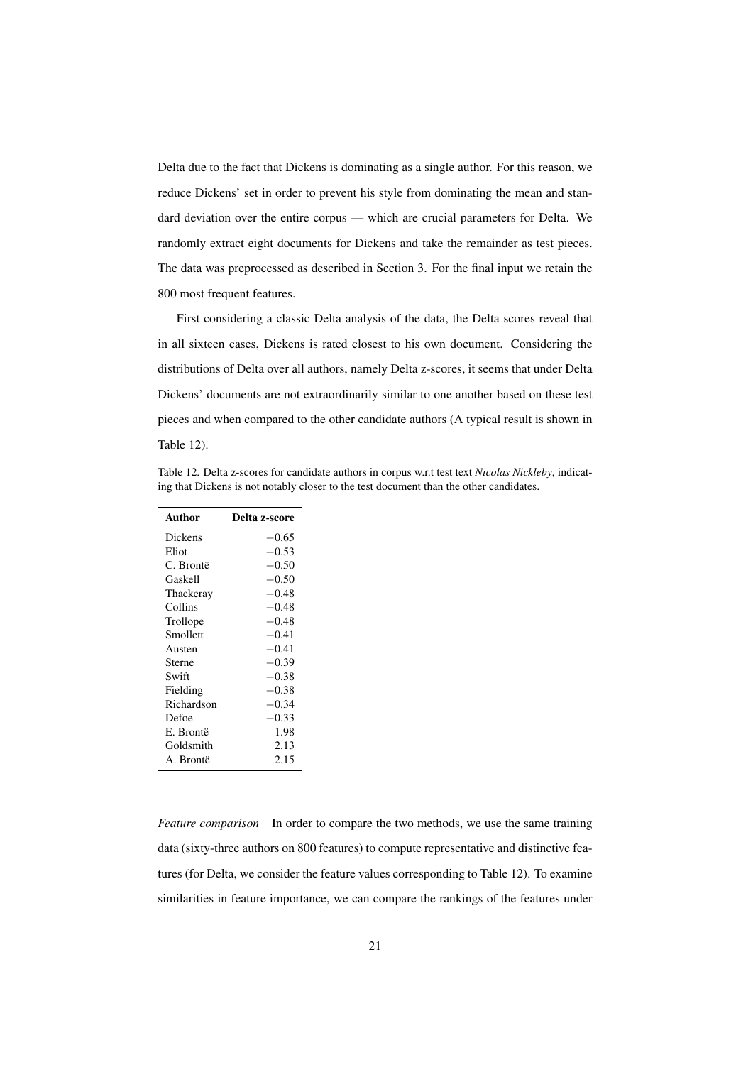Delta due to the fact that Dickens is dominating as a single author. For this reason, we reduce Dickens' set in order to prevent his style from dominating the mean and standard deviation over the entire corpus — which are crucial parameters for Delta. We randomly extract eight documents for Dickens and take the remainder as test pieces. The data was preprocessed as described in Section 3. For the final input we retain the 800 most frequent features.

First considering a classic Delta analysis of the data, the Delta scores reveal that in all sixteen cases, Dickens is rated closest to his own document. Considering the distributions of Delta over all authors, namely Delta z-scores, it seems that under Delta Dickens' documents are not extraordinarily similar to one another based on these test pieces and when compared to the other candidate authors (A typical result is shown in Table 12).

Table 12. Delta z-scores for candidate authors in corpus w.r.t test text *Nicolas Nickleby*, indicating that Dickens is not notably closer to the test document than the other candidates.

| Author | Delta z-score |
|---|---:|
| Dickens | $-0.65$ |
| Eliot | $-0.53$ |
| C. Brontë | $-0.50$ |
| Gaskell | $-0.50$ |
| Thackeray | $-0.48$ |
| Collins | $-0.48$ |
| Trollope | $-0.48$ |
| Smollett | $-0.41$ |
| Austen | $-0.41$ |
| Sterne | $-0.39$ |
| Swift | $-0.38$ |
| Fielding | $-0.38$ |
| Richardson | $-0.34$ |
| Defoe | $-0.33$ |
| E. Brontë | 1.98 |
| Goldsmith | 2.13 |
| A. Brontë | 2.15 |

*Feature comparison* In order to compare the two methods, we use the same training data (sixty-three authors on 800 features) to compute representative and distinctive features (for Delta, we consider the feature values corresponding to Table 12). To examine similarities in feature importance, we can compare the rankings of the features under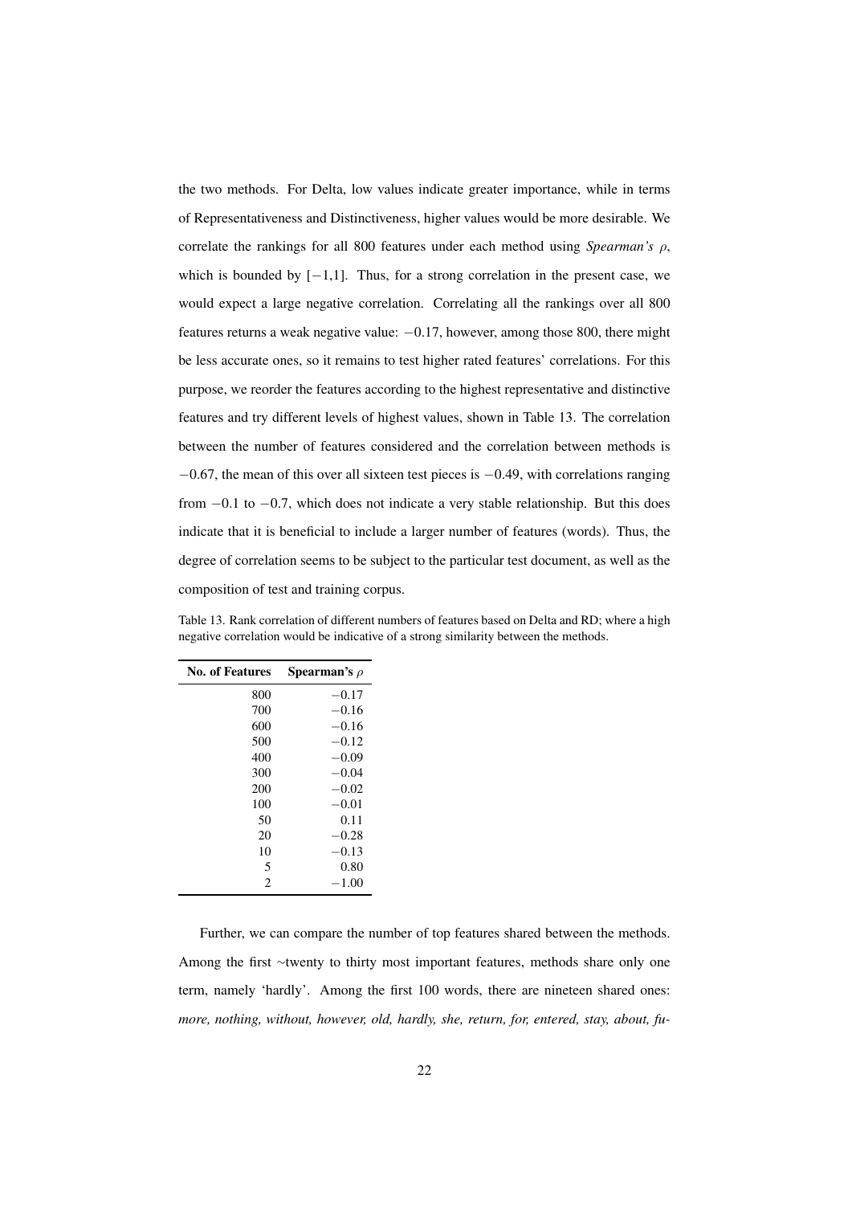the two methods. For Delta, low values indicate greater importance, while in terms of Representativeness and Distinctiveness, higher values would be more desirable. We correlate the rankings for all 800 features under each method using *Spearman's ρ*, which is bounded by $[-1,1]$. Thus, for a strong correlation in the present case, we would expect a large negative correlation. Correlating all the rankings over all 800 features returns a weak negative value: $-0.17$, however, among those 800, there might be less accurate ones, so it remains to test higher rated features' correlations. For this purpose, we reorder the features according to the highest representative and distinctive features and try different levels of highest values, shown in Table 13. The correlation between the number of features considered and the correlation between methods is $-0.67$, the mean of this over all sixteen test pieces is $-0.49$, with correlations ranging from $-0.1$ to $-0.7$, which does not indicate a very stable relationship. But this does indicate that it is beneficial to include a larger number of features (words). Thus, the degree of correlation seems to be subject to the particular test document, as well as the composition of test and training corpus.

Table 13. Rank correlation of different numbers of features based on Delta and RD; where a high negative correlation would be indicative of a strong similarity between the methods.

| No. of Features | Spearman's $\rho$ |
|---|---|
| 800 | $-0.17$ |
| 700 | $-0.16$ |
| 600 | $-0.16$ |
| 500 | $-0.12$ |
| 400 | $-0.09$ |
| 300 | $-0.04$ |
| 200 | $-0.02$ |
| 100 | $-0.01$ |
| 50 | 0.11 |
| 20 | $-0.28$ |
| 10 | $-0.13$ |
| 5 | 0.80 |
| 2 | $-1.00$ |

Further, we can compare the number of top features shared between the methods. Among the first ~twenty to thirty most important features, methods share only one term, namely 'hardly'. Among the first 100 words, there are nineteen shared ones: *more, nothing, without, however, old, hardly, she, return, for, entered, stay, about, fu-*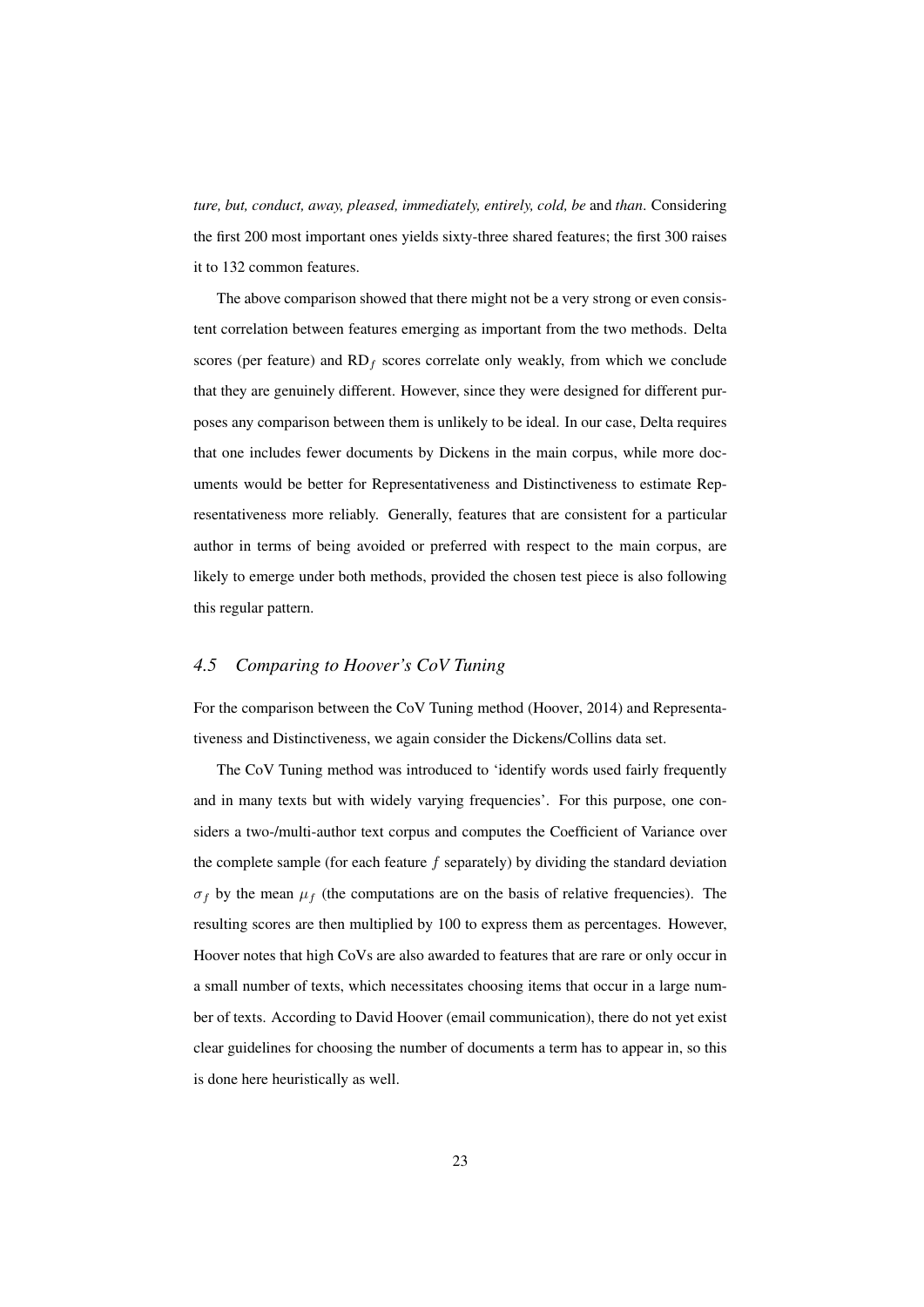*ture, but, conduct, away, pleased, immediately, entirely, cold, be* and *than*. Considering the first 200 most important ones yields sixty-three shared features; the first 300 raises it to 132 common features.

The above comparison showed that there might not be a very strong or even consistent correlation between features emerging as important from the two methods. Delta scores (per feature) and $\text{RD}_f$ scores correlate only weakly, from which we conclude that they are genuinely different. However, since they were designed for different purposes any comparison between them is unlikely to be ideal. In our case, Delta requires that one includes fewer documents by Dickens in the main corpus, while more documents would be better for Representativeness and Distinctiveness to estimate Representativeness more reliably. Generally, features that are consistent for a particular author in terms of being avoided or preferred with respect to the main corpus, are likely to emerge under both methods, provided the chosen test piece is also following this regular pattern.

### *4.5 Comparing to Hoover's CoV Tuning*

For the comparison between the CoV Tuning method (Hoover, 2014) and Representativeness and Distinctiveness, we again consider the Dickens/Collins data set.

The CoV Tuning method was introduced to 'identify words used fairly frequently and in many texts but with widely varying frequencies'. For this purpose, one considers a two-/multi-author text corpus and computes the Coefficient of Variance over the complete sample (for each feature $f$ separately) by dividing the standard deviation $\sigma_f$ by the mean $\mu_f$ (the computations are on the basis of relative frequencies). The resulting scores are then multiplied by 100 to express them as percentages. However, Hoover notes that high CoVs are also awarded to features that are rare or only occur in a small number of texts, which necessitates choosing items that occur in a large number of texts. According to David Hoover (email communication), there do not yet exist clear guidelines for choosing the number of documents a term has to appear in, so this is done here heuristically as well.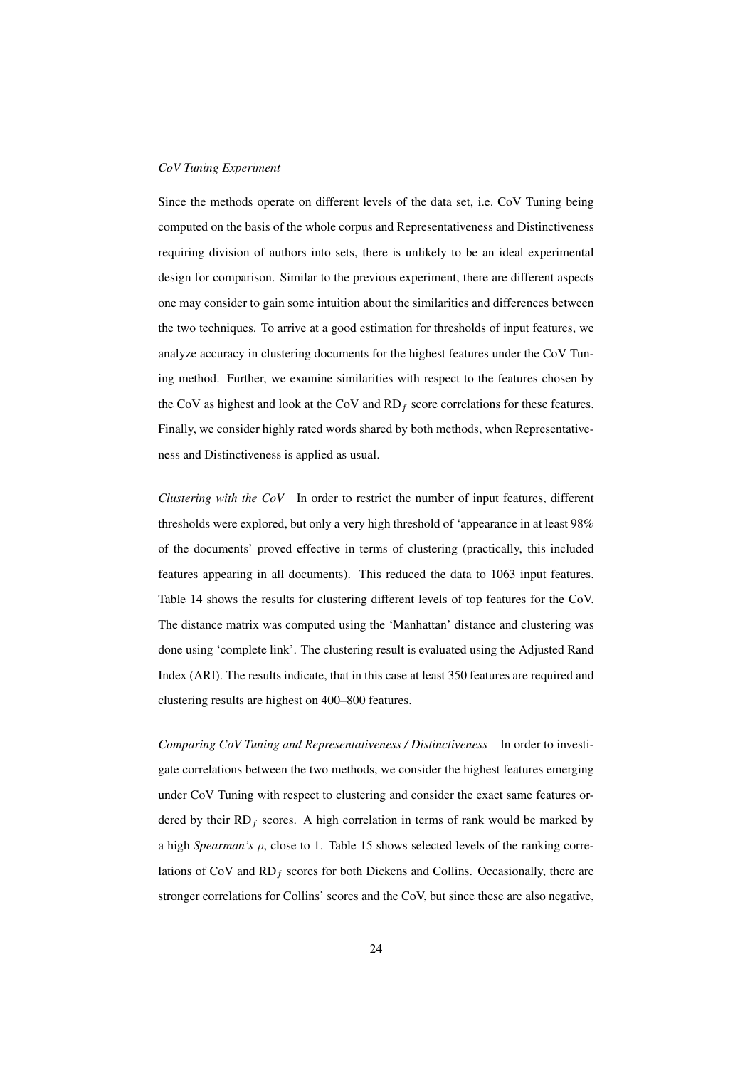*CoV Tuning Experiment*

Since the methods operate on different levels of the data set, i.e. CoV Tuning being computed on the basis of the whole corpus and Representativeness and Distinctiveness requiring division of authors into sets, there is unlikely to be an ideal experimental design for comparison. Similar to the previous experiment, there are different aspects one may consider to gain some intuition about the similarities and differences between the two techniques. To arrive at a good estimation for thresholds of input features, we analyze accuracy in clustering documents for the highest features under the CoV Tuning method. Further, we examine similarities with respect to the features chosen by the CoV as highest and look at the CoV and $\mathrm{RD}_f$ score correlations for these features. Finally, we consider highly rated words shared by both methods, when Representativeness and Distinctiveness is applied as usual.

*Clustering with the CoV* In order to restrict the number of input features, different thresholds were explored, but only a very high threshold of 'appearance in at least 98% of the documents' proved effective in terms of clustering (practically, this included features appearing in all documents). This reduced the data to 1063 input features. Table 14 shows the results for clustering different levels of top features for the CoV. The distance matrix was computed using the 'Manhattan' distance and clustering was done using 'complete link'. The clustering result is evaluated using the Adjusted Rand Index (ARI). The results indicate, that in this case at least 350 features are required and clustering results are highest on 400–800 features.

*Comparing CoV Tuning and Representativeness / Distinctiveness* In order to investigate correlations between the two methods, we consider the highest features emerging under CoV Tuning with respect to clustering and consider the exact same features ordered by their $\mathrm{RD}_f$ scores. A high correlation in terms of rank would be marked by a high *Spearman's* $\rho$, close to 1. Table 15 shows selected levels of the ranking correlations of CoV and $\mathrm{RD}_f$ scores for both Dickens and Collins. Occasionally, there are stronger correlations for Collins' scores and the CoV, but since these are also negative,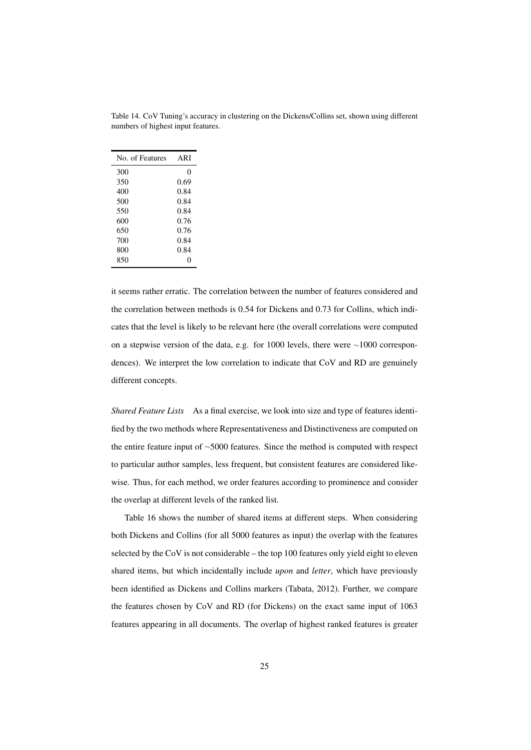Table 14. CoV Tuning's accuracy in clustering on the Dickens/Collins set, shown using different numbers of highest input features.

| No. of Features | ARI |
|---|---|
| 300 | 0 |
| 350 | 0.69 |
| 400 | 0.84 |
| 500 | 0.84 |
| 550 | 0.84 |
| 600 | 0.76 |
| 650 | 0.76 |
| 700 | 0.84 |
| 800 | 0.84 |
| 850 | 0 |

it seems rather erratic. The correlation between the number of features considered and the correlation between methods is 0.54 for Dickens and 0.73 for Collins, which indicates that the level is likely to be relevant here (the overall correlations were computed on a stepwise version of the data, e.g. for 1000 levels, there were ∼1000 correspondences). We interpret the low correlation to indicate that CoV and RD are genuinely different concepts.

*Shared Feature Lists* As a final exercise, we look into size and type of features identified by the two methods where Representativeness and Distinctiveness are computed on the entire feature input of ∼5000 features. Since the method is computed with respect to particular author samples, less frequent, but consistent features are considered likewise. Thus, for each method, we order features according to prominence and consider the overlap at different levels of the ranked list.

Table 16 shows the number of shared items at different steps. When considering both Dickens and Collins (for all 5000 features as input) the overlap with the features selected by the CoV is not considerable – the top 100 features only yield eight to eleven shared items, but which incidentally include *upon* and *letter*, which have previously been identified as Dickens and Collins markers (Tabata, 2012). Further, we compare the features chosen by CoV and RD (for Dickens) on the exact same input of 1063 features appearing in all documents. The overlap of highest ranked features is greater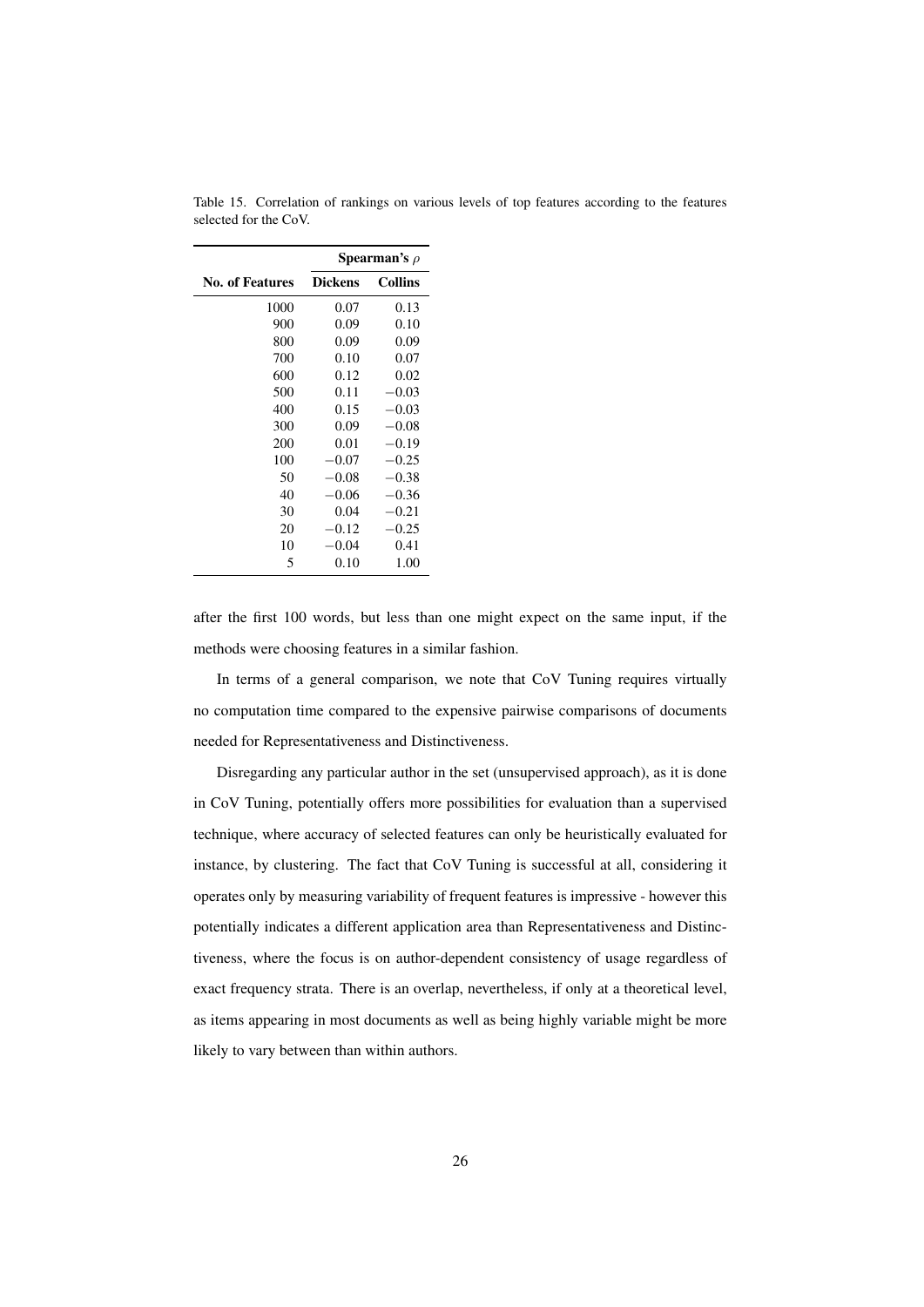Table 15. Correlation of rankings on various levels of top features according to the features selected for the CoV.

| | Spearman's $\rho$ | |
|---|---|---|
| **No. of Features** | **Dickens** | **Collins** |
| 1000 | 0.07 | 0.13 |
| 900 | 0.09 | 0.10 |
| 800 | 0.09 | 0.09 |
| 700 | 0.10 | 0.07 |
| 600 | 0.12 | 0.02 |
| 500 | 0.11 | $-0.03$ |
| 400 | 0.15 | $-0.03$ |
| 300 | 0.09 | $-0.08$ |
| 200 | 0.01 | $-0.19$ |
| 100 | $-0.07$ | $-0.25$ |
| 50 | $-0.08$ | $-0.38$ |
| 40 | $-0.06$ | $-0.36$ |
| 30 | 0.04 | $-0.21$ |
| 20 | $-0.12$ | $-0.25$ |
| 10 | $-0.04$ | 0.41 |
| 5 | 0.10 | 1.00 |

after the first 100 words, but less than one might expect on the same input, if the methods were choosing features in a similar fashion.

In terms of a general comparison, we note that CoV Tuning requires virtually no computation time compared to the expensive pairwise comparisons of documents needed for Representativeness and Distinctiveness.

Disregarding any particular author in the set (unsupervised approach), as it is done in CoV Tuning, potentially offers more possibilities for evaluation than a supervised technique, where accuracy of selected features can only be heuristically evaluated for instance, by clustering. The fact that CoV Tuning is successful at all, considering it operates only by measuring variability of frequent features is impressive - however this potentially indicates a different application area than Representativeness and Distinctiveness, where the focus is on author-dependent consistency of usage regardless of exact frequency strata. There is an overlap, nevertheless, if only at a theoretical level, as items appearing in most documents as well as being highly variable might be more likely to vary between than within authors.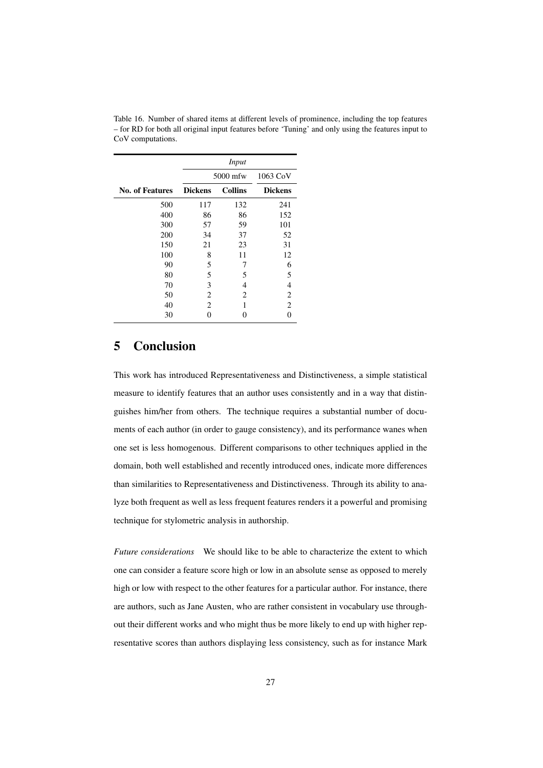Table 16. Number of shared items at different levels of prominence, including the top features – for RD for both all original input features before 'Tuning' and only using the features input to CoV computations.

| | *Input* | | |
|---|---|---|---|
| | 5000 mfw | | 1063 CoV |
| **No. of Features** | **Dickens** | **Collins** | **Dickens** |
| 500 | 117 | 132 | 241 |
| 400 | 86 | 86 | 152 |
| 300 | 57 | 59 | 101 |
| 200 | 34 | 37 | 52 |
| 150 | 21 | 23 | 31 |
| 100 | 8 | 11 | 12 |
| 90 | 5 | 7 | 6 |
| 80 | 5 | 5 | 5 |
| 70 | 3 | 4 | 4 |
| 50 | 2 | 2 | 2 |
| 40 | 2 | 1 | 2 |
| 30 | 0 | 0 | 0 |

# 5 Conclusion

This work has introduced Representativeness and Distinctiveness, a simple statistical measure to identify features that an author uses consistently and in a way that distinguishes him/her from others. The technique requires a substantial number of documents of each author (in order to gauge consistency), and its performance wanes when one set is less homogenous. Different comparisons to other techniques applied in the domain, both well established and recently introduced ones, indicate more differences than similarities to Representativeness and Distinctiveness. Through its ability to analyze both frequent as well as less frequent features renders it a powerful and promising technique for stylometric analysis in authorship.

*Future considerations* We should like to be able to characterize the extent to which one can consider a feature score high or low in an absolute sense as opposed to merely high or low with respect to the other features for a particular author. For instance, there are authors, such as Jane Austen, who are rather consistent in vocabulary use throughout their different works and who might thus be more likely to end up with higher representative scores than authors displaying less consistency, such as for instance Mark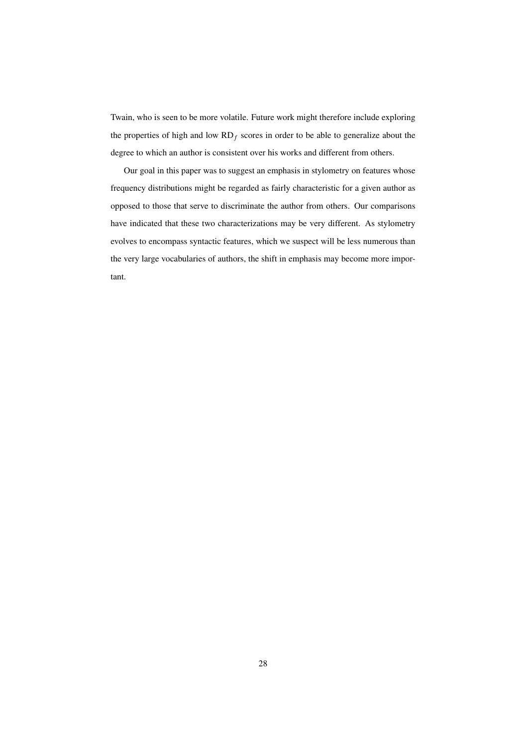Twain, who is seen to be more volatile. Future work might therefore include exploring the properties of high and low $\mathrm{RD}_f$ scores in order to be able to generalize about the degree to which an author is consistent over his works and different from others.

Our goal in this paper was to suggest an emphasis in stylometry on features whose frequency distributions might be regarded as fairly characteristic for a given author as opposed to those that serve to discriminate the author from others. Our comparisons have indicated that these two characterizations may be very different. As stylometry evolves to encompass syntactic features, which we suspect will be less numerous than the very large vocabularies of authors, the shift in emphasis may become more important.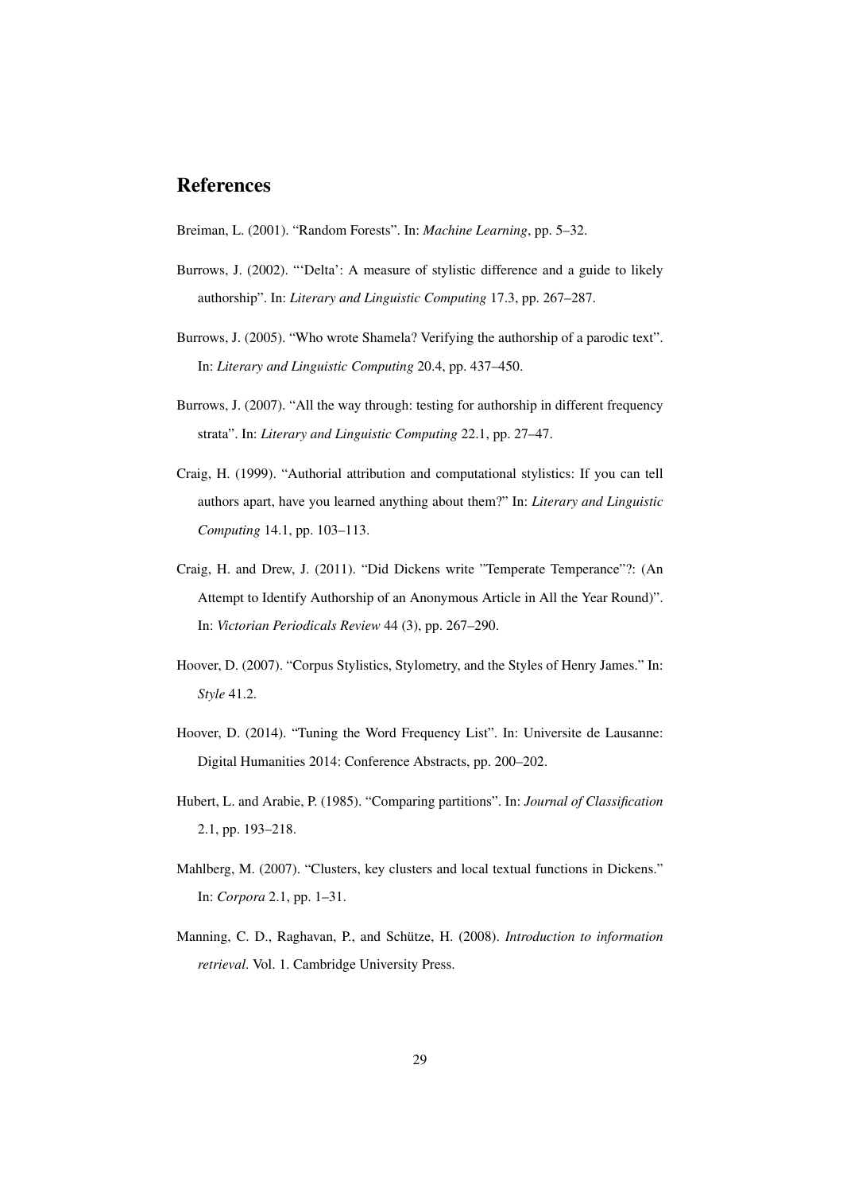## References

Breiman, L. (2001). "Random Forests". In: *Machine Learning*, pp. 5–32.

Burrows, J. (2002). "'Delta': A measure of stylistic difference and a guide to likely authorship". In: *Literary and Linguistic Computing* 17.3, pp. 267–287.

Burrows, J. (2005). "Who wrote Shamela? Verifying the authorship of a parodic text". In: *Literary and Linguistic Computing* 20.4, pp. 437–450.

Burrows, J. (2007). "All the way through: testing for authorship in different frequency strata". In: *Literary and Linguistic Computing* 22.1, pp. 27–47.

Craig, H. (1999). "Authorial attribution and computational stylistics: If you can tell authors apart, have you learned anything about them?" In: *Literary and Linguistic Computing* 14.1, pp. 103–113.

Craig, H. and Drew, J. (2011). "Did Dickens write "Temperate Temperance"?: (An Attempt to Identify Authorship of an Anonymous Article in All the Year Round)". In: *Victorian Periodicals Review* 44 (3), pp. 267–290.

Hoover, D. (2007). "Corpus Stylistics, Stylometry, and the Styles of Henry James." In: *Style* 41.2.

Hoover, D. (2014). "Tuning the Word Frequency List". In: Universite de Lausanne: Digital Humanities 2014: Conference Abstracts, pp. 200–202.

Hubert, L. and Arabie, P. (1985). "Comparing partitions". In: *Journal of Classification* 2.1, pp. 193–218.

Mahlberg, M. (2007). "Clusters, key clusters and local textual functions in Dickens." In: *Corpora* 2.1, pp. 1–31.

Manning, C. D., Raghavan, P., and Schütze, H. (2008). *Introduction to information retrieval*. Vol. 1. Cambridge University Press.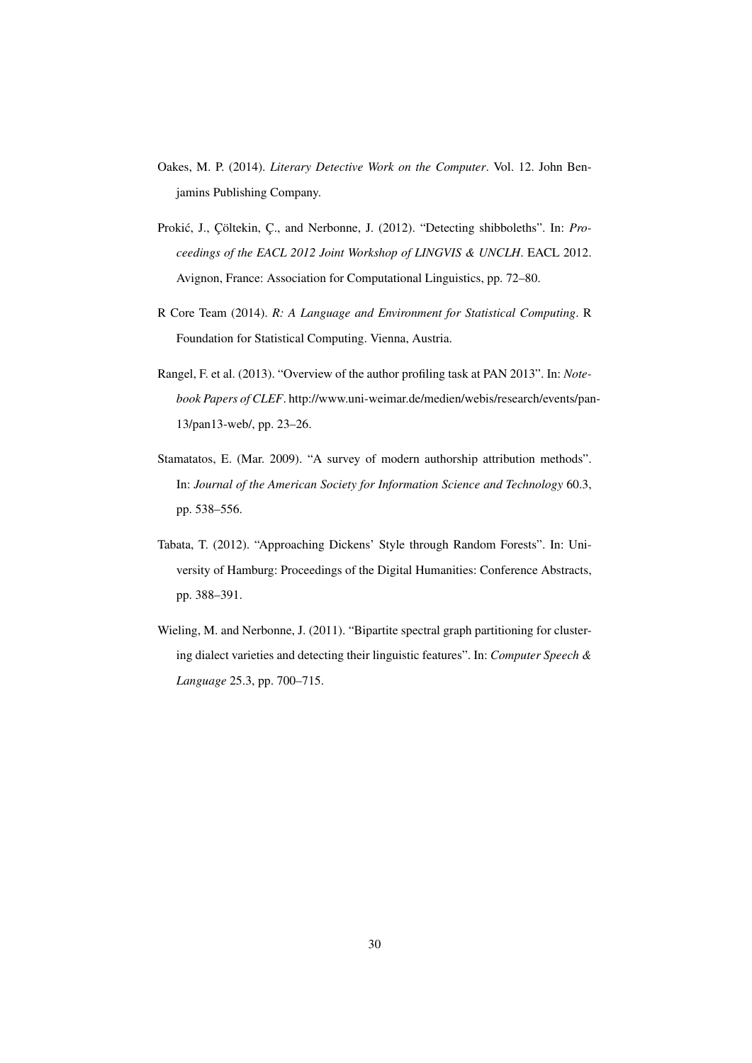Oakes, M. P. (2014). *Literary Detective Work on the Computer*. Vol. 12. John Benjamins Publishing Company.

Prokić, J., Çöltekin, Ç., and Nerbonne, J. (2012). "Detecting shibboleths". In: *Proceedings of the EACL 2012 Joint Workshop of LINGVIS & UNCLH*. EACL 2012. Avignon, France: Association for Computational Linguistics, pp. 72–80.

R Core Team (2014). *R: A Language and Environment for Statistical Computing*. R Foundation for Statistical Computing. Vienna, Austria.

Rangel, F. et al. (2013). "Overview of the author profiling task at PAN 2013". In: *Notebook Papers of CLEF*. http://www.uni-weimar.de/medien/webis/research/events/pan-13/pan13-web/, pp. 23–26.

Stamatatos, E. (Mar. 2009). "A survey of modern authorship attribution methods". In: *Journal of the American Society for Information Science and Technology* 60.3, pp. 538–556.

Tabata, T. (2012). "Approaching Dickens' Style through Random Forests". In: University of Hamburg: Proceedings of the Digital Humanities: Conference Abstracts, pp. 388–391.

Wieling, M. and Nerbonne, J. (2011). "Bipartite spectral graph partitioning for clustering dialect varieties and detecting their linguistic features". In: *Computer Speech & Language* 25.3, pp. 700–715.